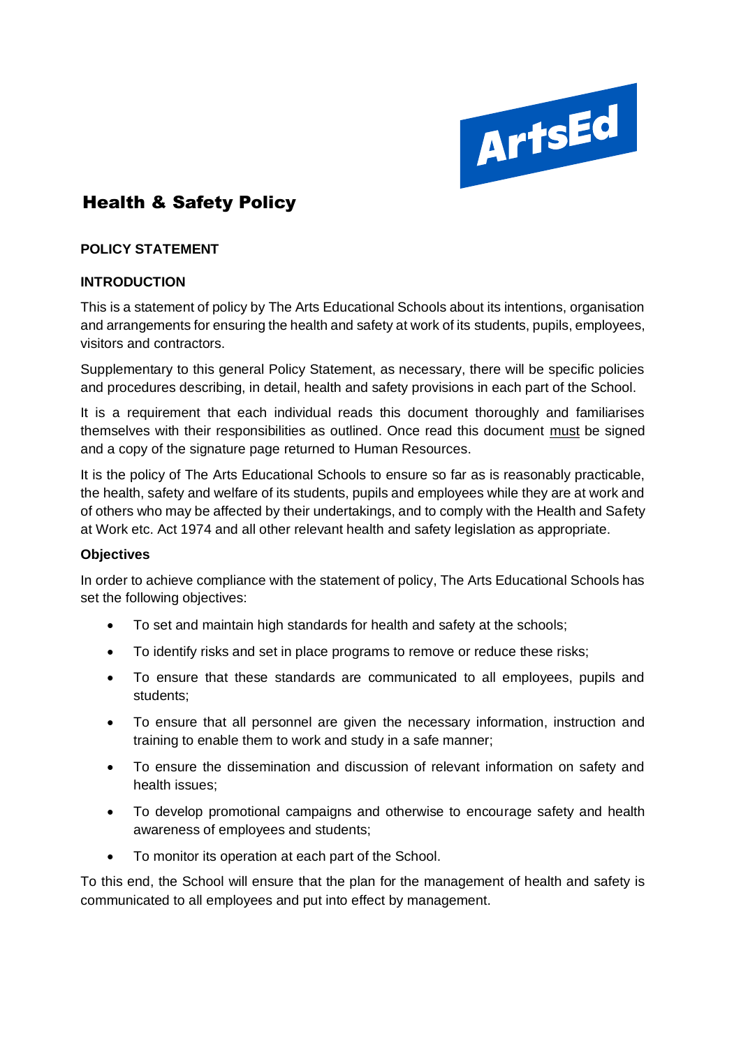ArtsEd

# Health & Safety Policy

## POLICY STATEMENT

### INTRODUCTION

This is a statement of policy by The Arts Educational Schools about its intentions, organisation and arrangements for ensuring the health and safety at work of its students, pupils, employees, visitors and contractors.

Supplementary to this general Policy Statement, as necessary, there will be specific policies and procedures describing, in detail, health and safety provisions in each part of the School.

It is a requirement that each individual reads this document thoroughly and familiarises themselves with their responsibilities as outlined. Once read this document must be signed and a copy of the signature page returned to Human Resources.

It is the policy of The Arts Educational Schools to ensure so far as is reasonably practicable, the health, safety and welfare of its students, pupils and employees while they are at work and of others who may be affected by their undertakings, and to comply with the Health and Safety at Work etc. Act 1974 and all other relevant health and safety legislation as appropriate.

**Objectives**

In order to achieve compliance with the statement of policy, The Arts Educational Schools has set the following objectives:

- To set and maintain high standards for health and safety at the schools;
- To identify risks and set in place programs to remove or reduce these risks;
- To ensure that these standards are communicated to all employees, pupils and students;
- To ensure that all personnel are given the necessary information, instruction and training to enable them to work and study in a safe manner;
- To ensure the dissemination and discussion of relevant information on safety and health issues;
- To develop promotional campaigns and otherwise to encourage safety and health awareness of employees and students;
- To monitor its operation at each part of the School.

To this end, the School will ensure that the plan for the management of health and safety is communicated to all employees and put into effect by management.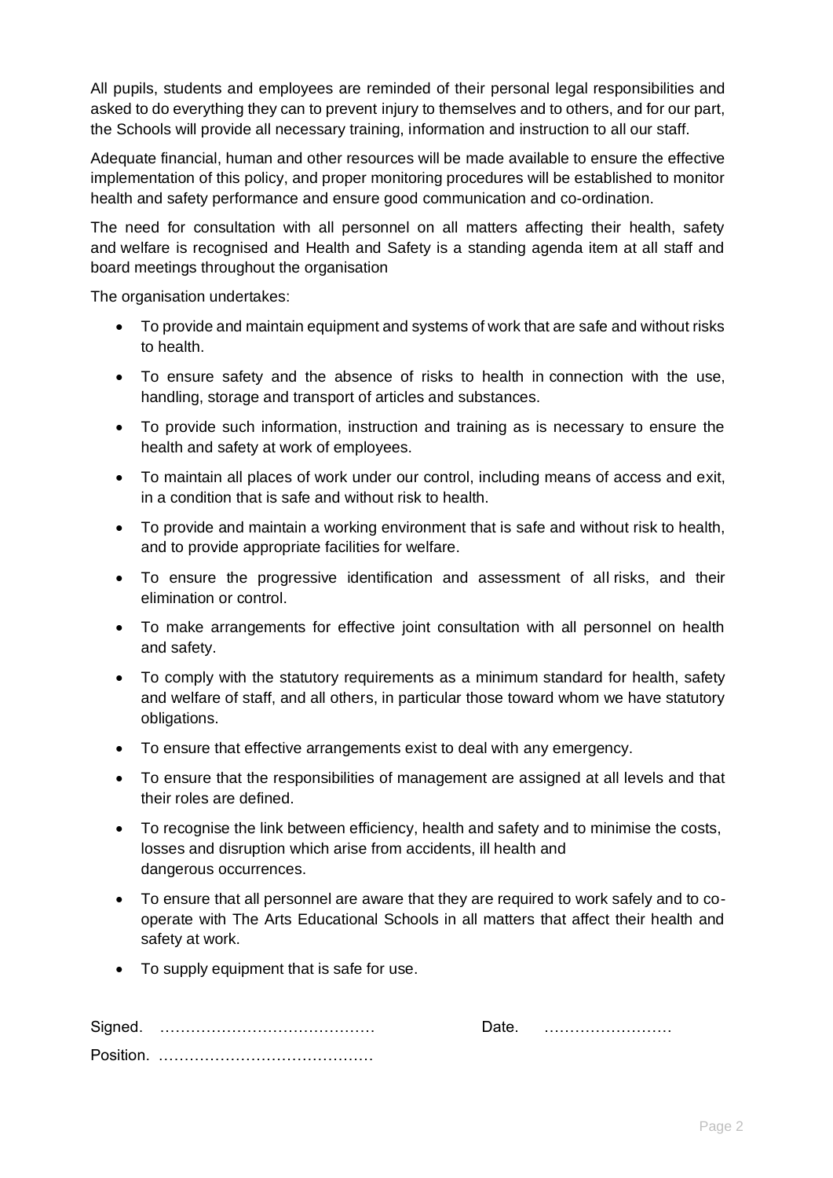All pupils, students and employees are reminded of their personal legal responsibilities and asked to do everything they can to prevent injury to themselves and to others, and for our part, the Schools will provide all necessary training, information and instruction to all our staff.

Adequate financial, human and other resources will be made available to ensure the effective implementation of this policy, and proper monitoring procedures will be established to monitor health and safety performance and ensure good communication and co-ordination.

The need for consultation with all personnel on all matters affecting their health, safety and welfare is recognised and Health and Safety is a standing agenda item at all staff and board meetings throughout the organisation

The organisation undertakes:

- To provide and maintain equipment and systems of work that are safe and without risks to health.
- To ensure safety and the absence of risks to health in connection with the use, handling, storage and transport of articles and substances.
- To provide such information, instruction and training as is necessary to ensure the health and safety at work of employees.
- To maintain all places of work under our control, including means of access and exit, in a condition that is safe and without risk to health.
- To provide and maintain a working environment that is safe and without risk to health, and to provide appropriate facilities for welfare.
- To ensure the progressive identification and assessment of all risks, and their elimination or control.
- To make arrangements for effective joint consultation with all personnel on health and safety.
- To comply with the statutory requirements as a minimum standard for health, safety and welfare of staff, and all others, in particular those toward whom we have statutory obligations.
- To ensure that effective arrangements exist to deal with any emergency.
- To ensure that the responsibilities of management are assigned at all levels and that their roles are defined.
- To recognise the link between efficiency, health and safety and to minimise the costs, losses and disruption which arise from accidents, ill health and dangerous occurrences.
- To ensure that all personnel are aware that they are required to work safely and to co-operate with The Arts Educational Schools in all matters that affect their health and safety at work.
- To supply equipment that is safe for use.

Signed. …………………………………… Date. ……………………

Position. ……………………………………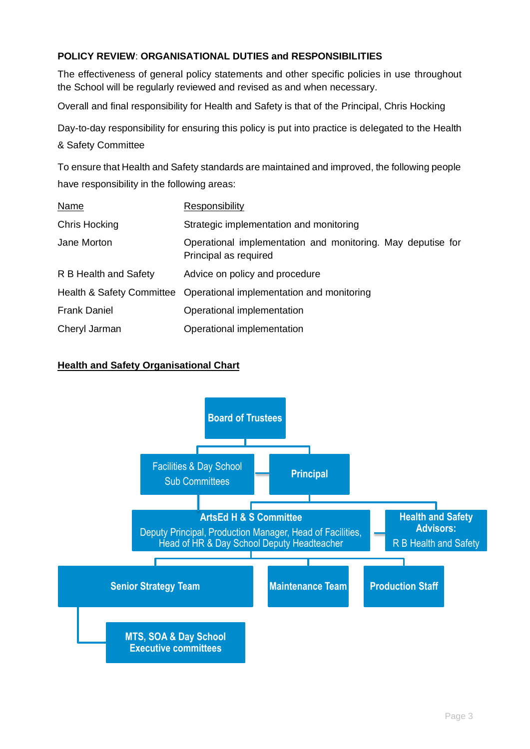**POLICY REVIEW**: **ORGANISATIONAL DUTIES and RESPONSIBILITIES**

The effectiveness of general policy statements and other specific policies in use throughout the School will be regularly reviewed and revised as and when necessary.

Overall and final responsibility for Health and Safety is that of the Principal, Chris Hocking

Day-to-day responsibility for ensuring this policy is put into practice is delegated to the Health & Safety Committee

To ensure that Health and Safety standards are maintained and improved, the following people have responsibility in the following areas:

| Name | Responsibility |
|---|---|
| Chris Hocking | Strategic implementation and monitoring |
| Jane Morton | Operational implementation and monitoring. May deputise for Principal as required |
| R B Health and Safety | Advice on policy and procedure |
| Health & Safety Committee | Operational implementation and monitoring |
| Frank Daniel | Operational implementation |
| Cheryl Jarman | Operational implementation |

**Health and Safety Organisational Chart**

- **Board of Trustees**
  - Facilities & Day School Sub Committees
  - **Principal**
    - **ArtsEd H & S Committee**: Deputy Principal, Production Manager, Head of Facilities, Head of HR & Day School Deputy Headteacher
      - **Senior Strategy Team**
        - **MTS, SOA & Day School Executive committees**
      - **Maintenance Team**
      - **Production Staff**
    - **Health and Safety Advisors:** R B Health and Safety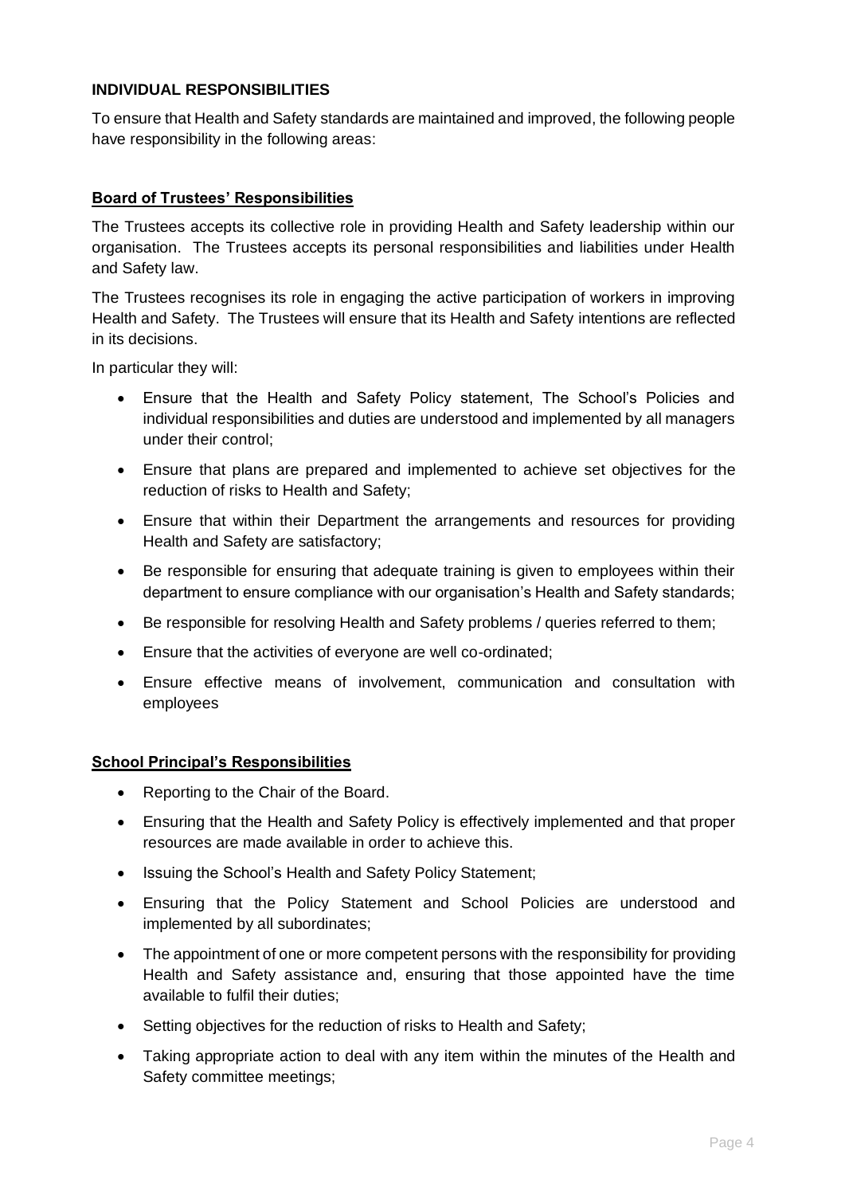## INDIVIDUAL RESPONSIBILITIES

To ensure that Health and Safety standards are maintained and improved, the following people have responsibility in the following areas:

### Board of Trustees' Responsibilities

The Trustees accepts its collective role in providing Health and Safety leadership within our organisation. The Trustees accepts its personal responsibilities and liabilities under Health and Safety law.

The Trustees recognises its role in engaging the active participation of workers in improving Health and Safety. The Trustees will ensure that its Health and Safety intentions are reflected in its decisions.

In particular they will:

- Ensure that the Health and Safety Policy statement, The School's Policies and individual responsibilities and duties are understood and implemented by all managers under their control;
- Ensure that plans are prepared and implemented to achieve set objectives for the reduction of risks to Health and Safety;
- Ensure that within their Department the arrangements and resources for providing Health and Safety are satisfactory;
- Be responsible for ensuring that adequate training is given to employees within their department to ensure compliance with our organisation's Health and Safety standards;
- Be responsible for resolving Health and Safety problems / queries referred to them;
- Ensure that the activities of everyone are well co-ordinated;
- Ensure effective means of involvement, communication and consultation with employees

### School Principal's Responsibilities

- Reporting to the Chair of the Board.
- Ensuring that the Health and Safety Policy is effectively implemented and that proper resources are made available in order to achieve this.
- Issuing the School's Health and Safety Policy Statement;
- Ensuring that the Policy Statement and School Policies are understood and implemented by all subordinates;
- The appointment of one or more competent persons with the responsibility for providing Health and Safety assistance and, ensuring that those appointed have the time available to fulfil their duties;
- Setting objectives for the reduction of risks to Health and Safety;
- Taking appropriate action to deal with any item within the minutes of the Health and Safety committee meetings;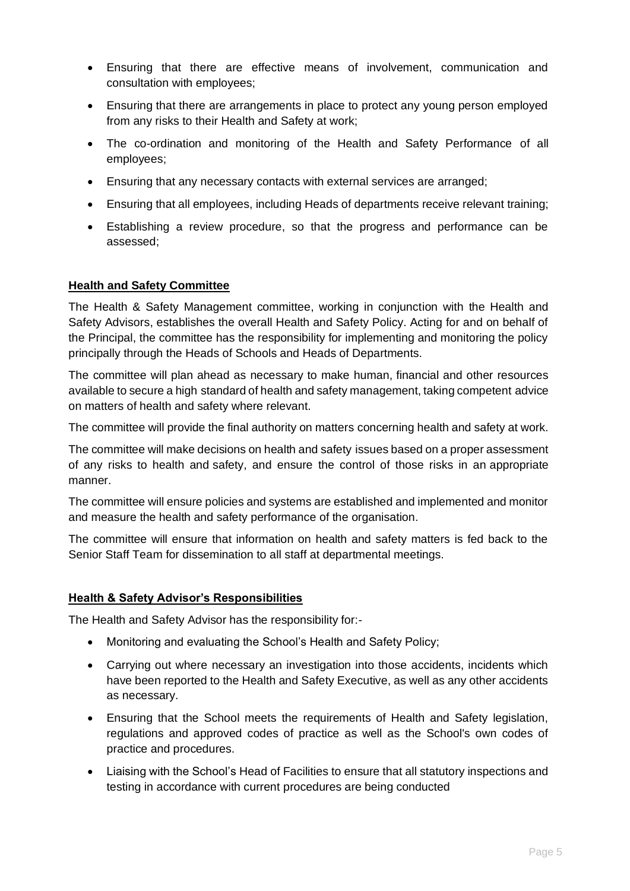- Ensuring that there are effective means of involvement, communication and consultation with employees;
- Ensuring that there are arrangements in place to protect any young person employed from any risks to their Health and Safety at work;
- The co-ordination and monitoring of the Health and Safety Performance of all employees;
- Ensuring that any necessary contacts with external services are arranged;
- Ensuring that all employees, including Heads of departments receive relevant training;
- Establishing a review procedure, so that the progress and performance can be assessed;

**Health and Safety Committee**

The Health & Safety Management committee, working in conjunction with the Health and Safety Advisors, establishes the overall Health and Safety Policy. Acting for and on behalf of the Principal, the committee has the responsibility for implementing and monitoring the policy principally through the Heads of Schools and Heads of Departments.

The committee will plan ahead as necessary to make human, financial and other resources available to secure a high standard of health and safety management, taking competent advice on matters of health and safety where relevant.

The committee will provide the final authority on matters concerning health and safety at work.

The committee will make decisions on health and safety issues based on a proper assessment of any risks to health and safety, and ensure the control of those risks in an appropriate manner.

The committee will ensure policies and systems are established and implemented and monitor and measure the health and safety performance of the organisation.

The committee will ensure that information on health and safety matters is fed back to the Senior Staff Team for dissemination to all staff at departmental meetings.

**Health & Safety Advisor's Responsibilities**

The Health and Safety Advisor has the responsibility for:-

- Monitoring and evaluating the School's Health and Safety Policy;
- Carrying out where necessary an investigation into those accidents, incidents which have been reported to the Health and Safety Executive, as well as any other accidents as necessary.
- Ensuring that the School meets the requirements of Health and Safety legislation, regulations and approved codes of practice as well as the School's own codes of practice and procedures.
- Liaising with the School's Head of Facilities to ensure that all statutory inspections and testing in accordance with current procedures are being conducted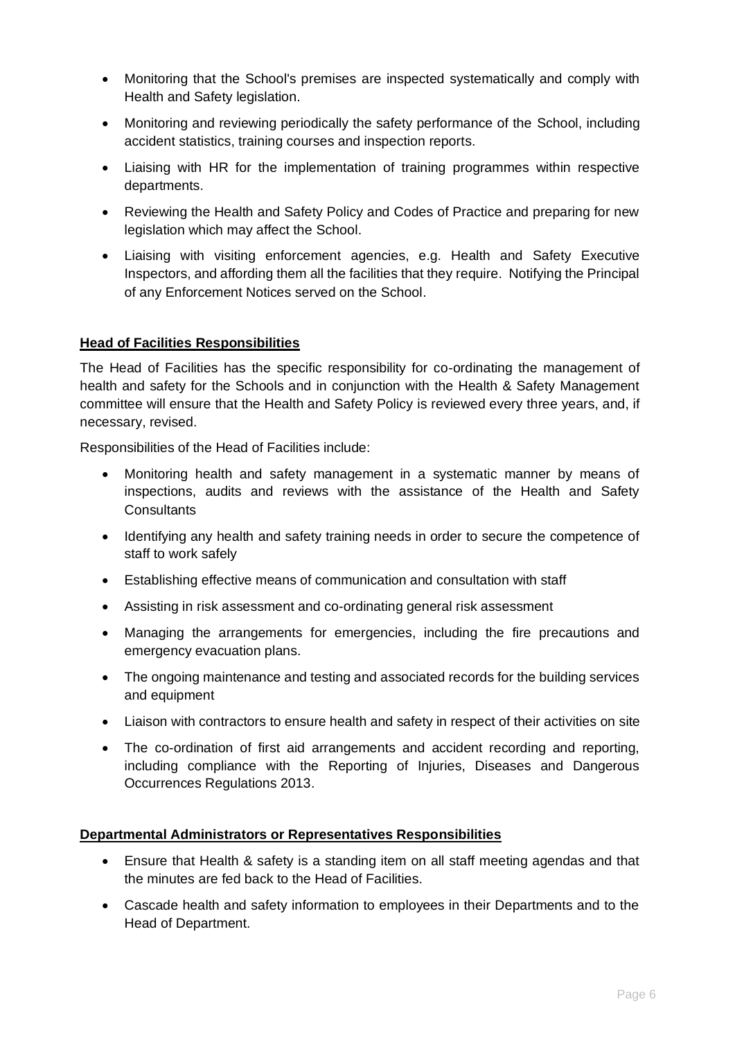- Monitoring that the School's premises are inspected systematically and comply with Health and Safety legislation.
- Monitoring and reviewing periodically the safety performance of the School, including accident statistics, training courses and inspection reports.
- Liaising with HR for the implementation of training programmes within respective departments.
- Reviewing the Health and Safety Policy and Codes of Practice and preparing for new legislation which may affect the School.
- Liaising with visiting enforcement agencies, e.g. Health and Safety Executive Inspectors, and affording them all the facilities that they require. Notifying the Principal of any Enforcement Notices served on the School.

**Head of Facilities Responsibilities**

The Head of Facilities has the specific responsibility for co-ordinating the management of health and safety for the Schools and in conjunction with the Health & Safety Management committee will ensure that the Health and Safety Policy is reviewed every three years, and, if necessary, revised.

Responsibilities of the Head of Facilities include:

- Monitoring health and safety management in a systematic manner by means of inspections, audits and reviews with the assistance of the Health and Safety Consultants
- Identifying any health and safety training needs in order to secure the competence of staff to work safely
- Establishing effective means of communication and consultation with staff
- Assisting in risk assessment and co-ordinating general risk assessment
- Managing the arrangements for emergencies, including the fire precautions and emergency evacuation plans.
- The ongoing maintenance and testing and associated records for the building services and equipment
- Liaison with contractors to ensure health and safety in respect of their activities on site
- The co-ordination of first aid arrangements and accident recording and reporting, including compliance with the Reporting of Injuries, Diseases and Dangerous Occurrences Regulations 2013.

**Departmental Administrators or Representatives Responsibilities**

- Ensure that Health & safety is a standing item on all staff meeting agendas and that the minutes are fed back to the Head of Facilities.
- Cascade health and safety information to employees in their Departments and to the Head of Department.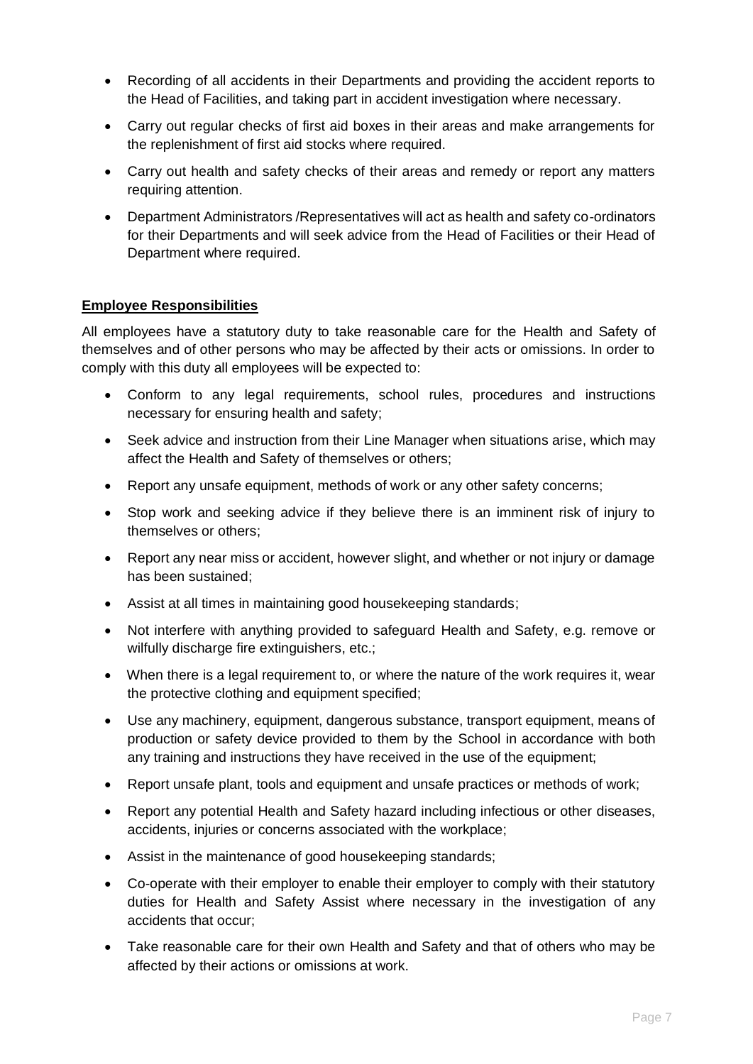- Recording of all accidents in their Departments and providing the accident reports to the Head of Facilities, and taking part in accident investigation where necessary.
- Carry out regular checks of first aid boxes in their areas and make arrangements for the replenishment of first aid stocks where required.
- Carry out health and safety checks of their areas and remedy or report any matters requiring attention.
- Department Administrators /Representatives will act as health and safety co-ordinators for their Departments and will seek advice from the Head of Facilities or their Head of Department where required.

**Employee Responsibilities**

All employees have a statutory duty to take reasonable care for the Health and Safety of themselves and of other persons who may be affected by their acts or omissions. In order to comply with this duty all employees will be expected to:

- Conform to any legal requirements, school rules, procedures and instructions necessary for ensuring health and safety;
- Seek advice and instruction from their Line Manager when situations arise, which may affect the Health and Safety of themselves or others;
- Report any unsafe equipment, methods of work or any other safety concerns;
- Stop work and seeking advice if they believe there is an imminent risk of injury to themselves or others;
- Report any near miss or accident, however slight, and whether or not injury or damage has been sustained;
- Assist at all times in maintaining good housekeeping standards;
- Not interfere with anything provided to safeguard Health and Safety, e.g. remove or wilfully discharge fire extinguishers, etc.;
- When there is a legal requirement to, or where the nature of the work requires it, wear the protective clothing and equipment specified;
- Use any machinery, equipment, dangerous substance, transport equipment, means of production or safety device provided to them by the School in accordance with both any training and instructions they have received in the use of the equipment;
- Report unsafe plant, tools and equipment and unsafe practices or methods of work;
- Report any potential Health and Safety hazard including infectious or other diseases, accidents, injuries or concerns associated with the workplace;
- Assist in the maintenance of good housekeeping standards;
- Co-operate with their employer to enable their employer to comply with their statutory duties for Health and Safety Assist where necessary in the investigation of any accidents that occur;
- Take reasonable care for their own Health and Safety and that of others who may be affected by their actions or omissions at work.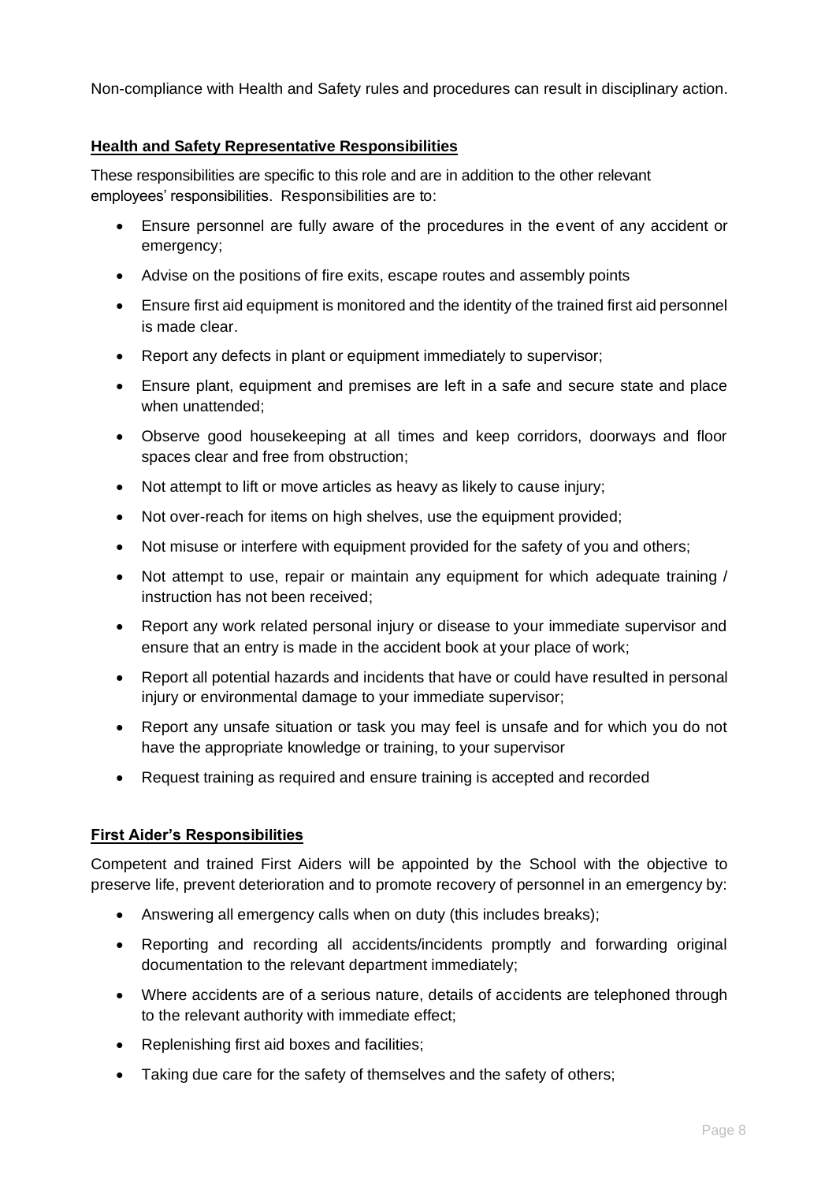Non-compliance with Health and Safety rules and procedures can result in disciplinary action.

**Health and Safety Representative Responsibilities**

These responsibilities are specific to this role and are in addition to the other relevant employees' responsibilities. Responsibilities are to:

- Ensure personnel are fully aware of the procedures in the event of any accident or emergency;
- Advise on the positions of fire exits, escape routes and assembly points
- Ensure first aid equipment is monitored and the identity of the trained first aid personnel is made clear.
- Report any defects in plant or equipment immediately to supervisor;
- Ensure plant, equipment and premises are left in a safe and secure state and place when unattended;
- Observe good housekeeping at all times and keep corridors, doorways and floor spaces clear and free from obstruction;
- Not attempt to lift or move articles as heavy as likely to cause injury;
- Not over-reach for items on high shelves, use the equipment provided;
- Not misuse or interfere with equipment provided for the safety of you and others;
- Not attempt to use, repair or maintain any equipment for which adequate training / instruction has not been received;
- Report any work related personal injury or disease to your immediate supervisor and ensure that an entry is made in the accident book at your place of work;
- Report all potential hazards and incidents that have or could have resulted in personal injury or environmental damage to your immediate supervisor;
- Report any unsafe situation or task you may feel is unsafe and for which you do not have the appropriate knowledge or training, to your supervisor
- Request training as required and ensure training is accepted and recorded

**First Aider's Responsibilities**

Competent and trained First Aiders will be appointed by the School with the objective to preserve life, prevent deterioration and to promote recovery of personnel in an emergency by:

- Answering all emergency calls when on duty (this includes breaks);
- Reporting and recording all accidents/incidents promptly and forwarding original documentation to the relevant department immediately;
- Where accidents are of a serious nature, details of accidents are telephoned through to the relevant authority with immediate effect;
- Replenishing first aid boxes and facilities;
- Taking due care for the safety of themselves and the safety of others;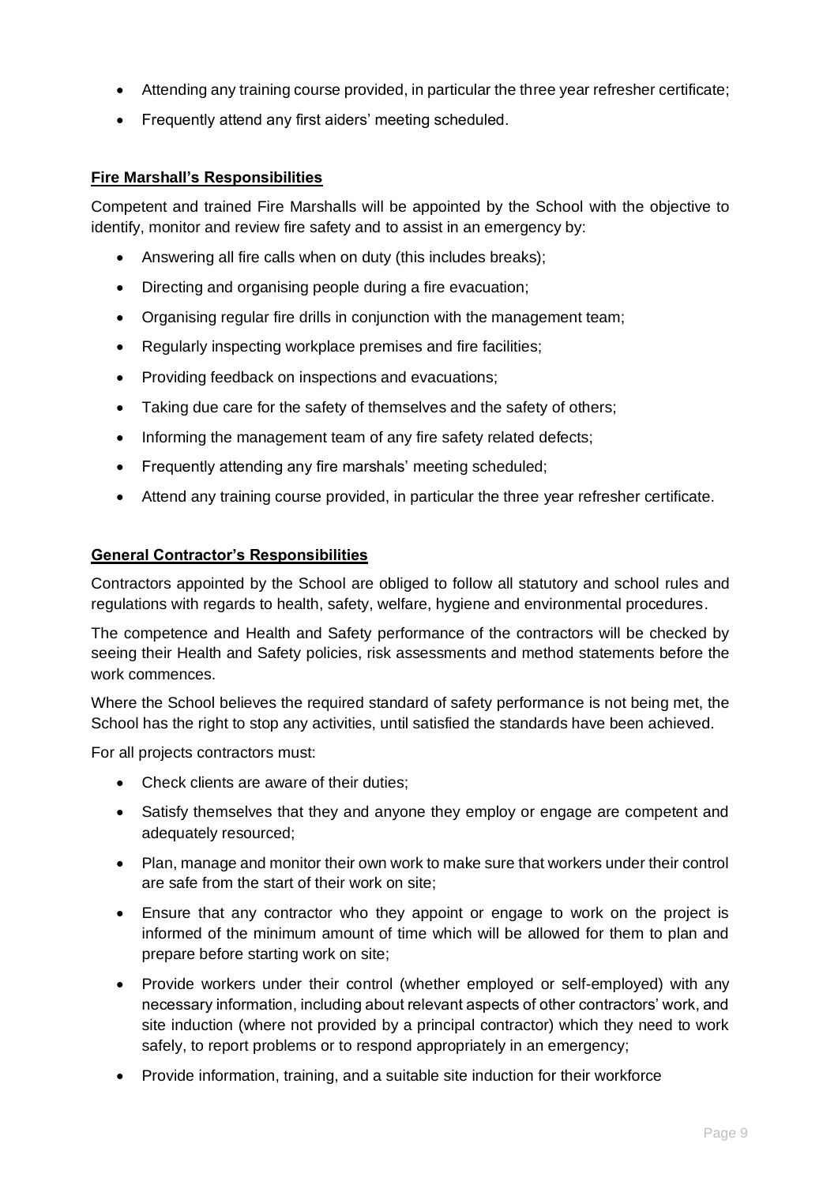- Attending any training course provided, in particular the three year refresher certificate;
- Frequently attend any first aiders' meeting scheduled.

### Fire Marshall's Responsibilities

Competent and trained Fire Marshalls will be appointed by the School with the objective to identify, monitor and review fire safety and to assist in an emergency by:

- Answering all fire calls when on duty (this includes breaks);
- Directing and organising people during a fire evacuation;
- Organising regular fire drills in conjunction with the management team;
- Regularly inspecting workplace premises and fire facilities;
- Providing feedback on inspections and evacuations;
- Taking due care for the safety of themselves and the safety of others;
- Informing the management team of any fire safety related defects;
- Frequently attending any fire marshals' meeting scheduled;
- Attend any training course provided, in particular the three year refresher certificate.

### General Contractor's Responsibilities

Contractors appointed by the School are obliged to follow all statutory and school rules and regulations with regards to health, safety, welfare, hygiene and environmental procedures.

The competence and Health and Safety performance of the contractors will be checked by seeing their Health and Safety policies, risk assessments and method statements before the work commences.

Where the School believes the required standard of safety performance is not being met, the School has the right to stop any activities, until satisfied the standards have been achieved.

For all projects contractors must:

- Check clients are aware of their duties;
- Satisfy themselves that they and anyone they employ or engage are competent and adequately resourced;
- Plan, manage and monitor their own work to make sure that workers under their control are safe from the start of their work on site;
- Ensure that any contractor who they appoint or engage to work on the project is informed of the minimum amount of time which will be allowed for them to plan and prepare before starting work on site;
- Provide workers under their control (whether employed or self-employed) with any necessary information, including about relevant aspects of other contractors' work, and site induction (where not provided by a principal contractor) which they need to work safely, to report problems or to respond appropriately in an emergency;
- Provide information, training, and a suitable site induction for their workforce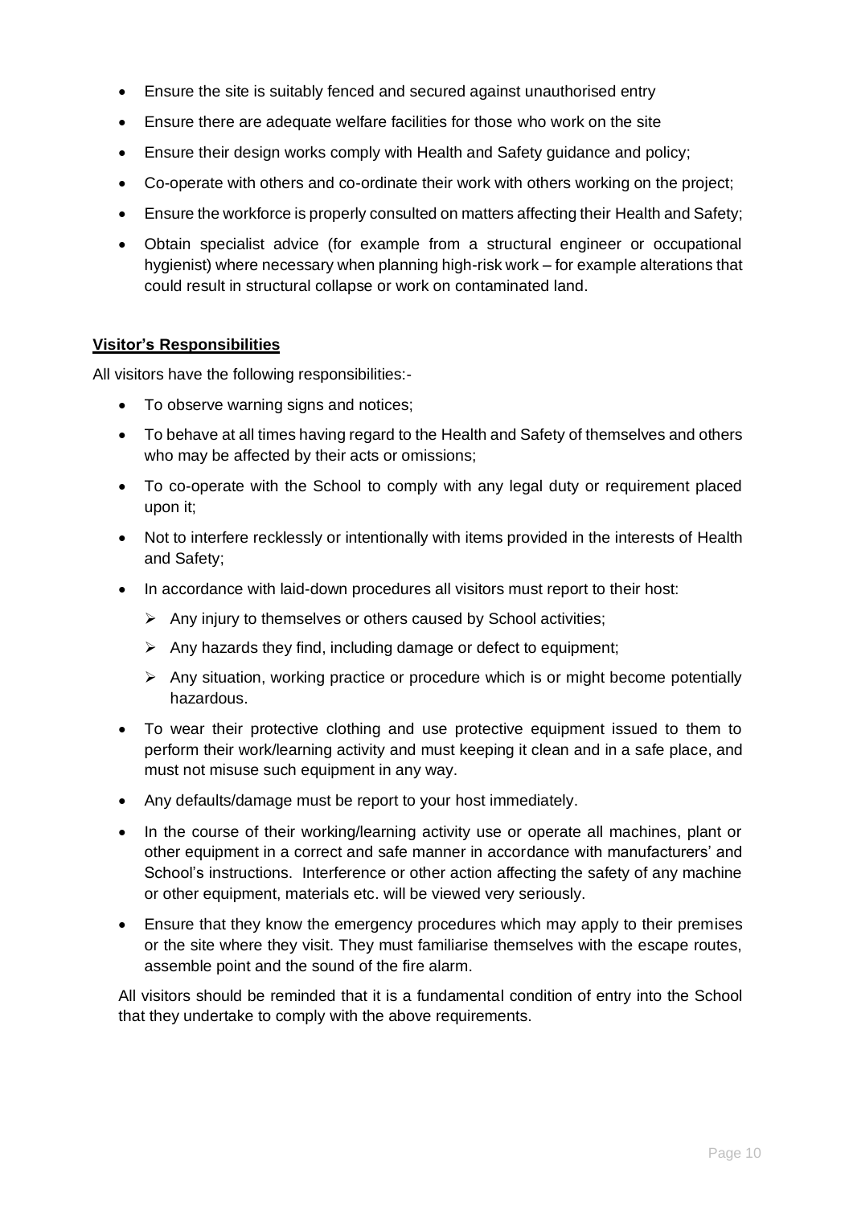- Ensure the site is suitably fenced and secured against unauthorised entry
- Ensure there are adequate welfare facilities for those who work on the site
- Ensure their design works comply with Health and Safety guidance and policy;
- Co-operate with others and co-ordinate their work with others working on the project;
- Ensure the workforce is properly consulted on matters affecting their Health and Safety;
- Obtain specialist advice (for example from a structural engineer or occupational hygienist) where necessary when planning high-risk work – for example alterations that could result in structural collapse or work on contaminated land.

**Visitor's Responsibilities**

All visitors have the following responsibilities:-

- To observe warning signs and notices;
- To behave at all times having regard to the Health and Safety of themselves and others who may be affected by their acts or omissions;
- To co-operate with the School to comply with any legal duty or requirement placed upon it;
- Not to interfere recklessly or intentionally with items provided in the interests of Health and Safety;
- In accordance with laid-down procedures all visitors must report to their host:
  - Any injury to themselves or others caused by School activities;
  - Any hazards they find, including damage or defect to equipment;
  - Any situation, working practice or procedure which is or might become potentially hazardous.
- To wear their protective clothing and use protective equipment issued to them to perform their work/learning activity and must keeping it clean and in a safe place, and must not misuse such equipment in any way.
- Any defaults/damage must be report to your host immediately.
- In the course of their working/learning activity use or operate all machines, plant or other equipment in a correct and safe manner in accordance with manufacturers' and School's instructions. Interference or other action affecting the safety of any machine or other equipment, materials etc. will be viewed very seriously.
- Ensure that they know the emergency procedures which may apply to their premises or the site where they visit. They must familiarise themselves with the escape routes, assemble point and the sound of the fire alarm.

All visitors should be reminded that it is a fundamental condition of entry into the School that they undertake to comply with the above requirements.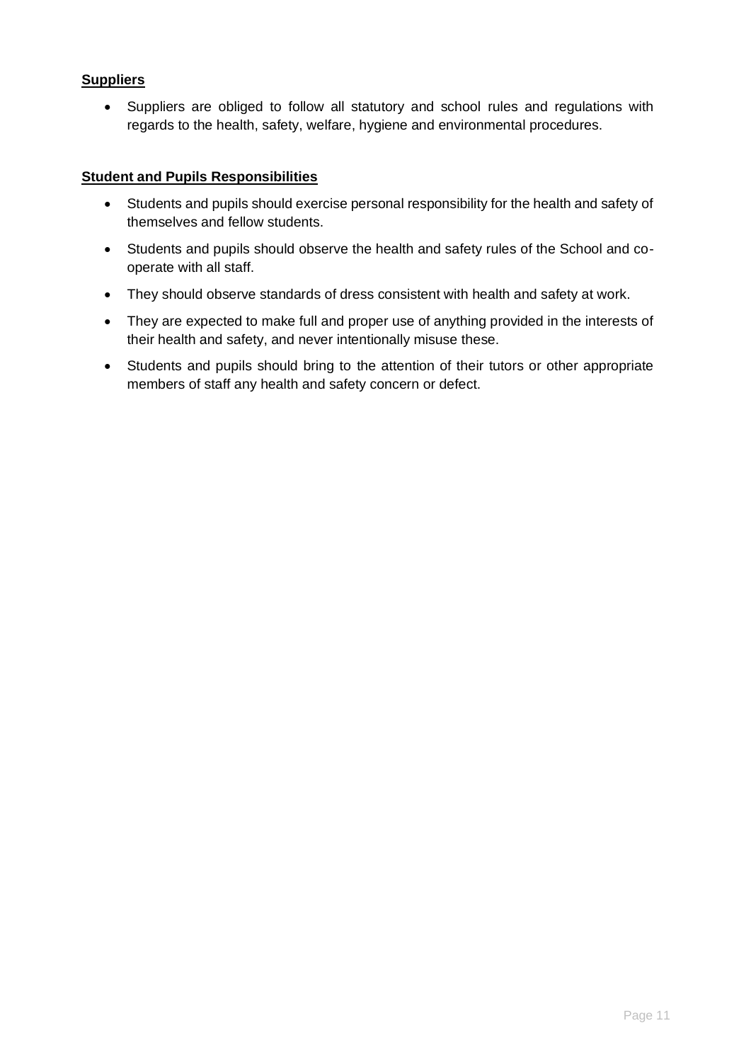**Suppliers**

- Suppliers are obliged to follow all statutory and school rules and regulations with regards to the health, safety, welfare, hygiene and environmental procedures.

**Student and Pupils Responsibilities**

- Students and pupils should exercise personal responsibility for the health and safety of themselves and fellow students.
- Students and pupils should observe the health and safety rules of the School and co-operate with all staff.
- They should observe standards of dress consistent with health and safety at work.
- They are expected to make full and proper use of anything provided in the interests of their health and safety, and never intentionally misuse these.
- Students and pupils should bring to the attention of their tutors or other appropriate members of staff any health and safety concern or defect.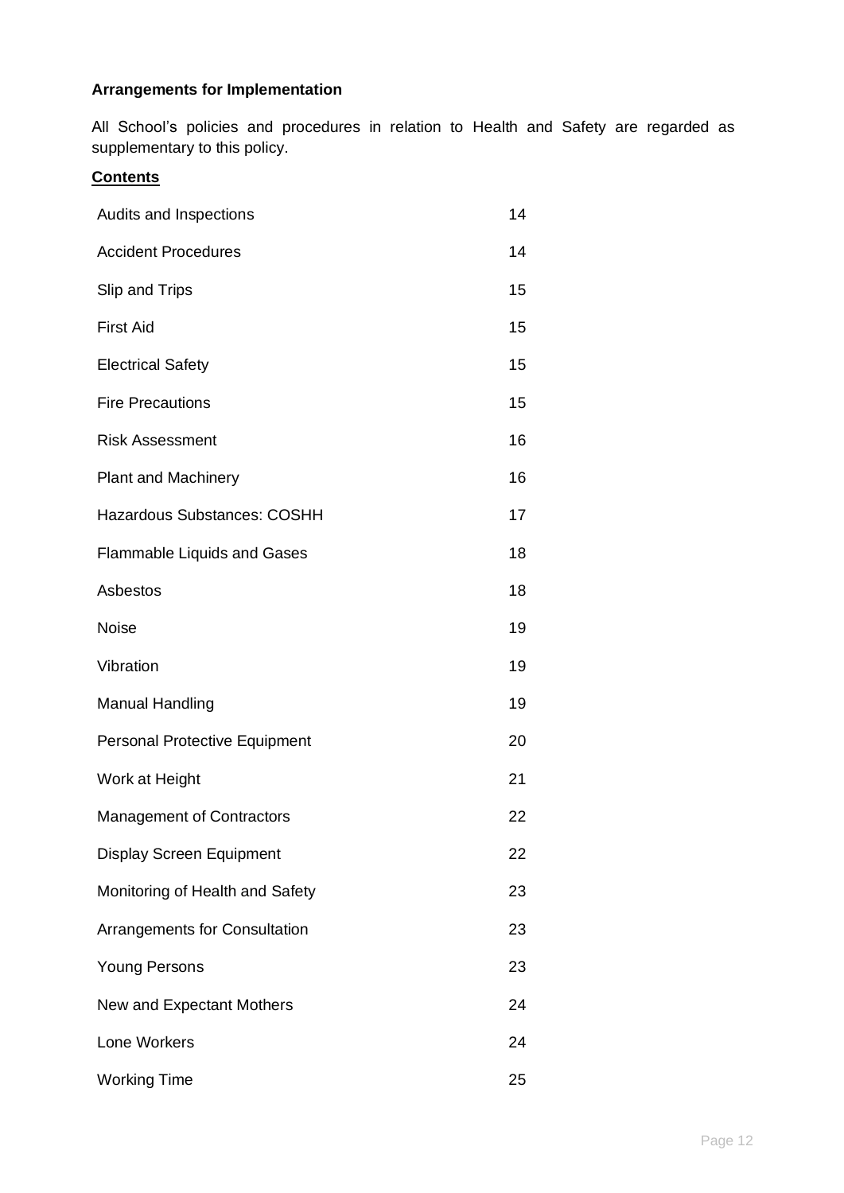**Arrangements for Implementation**

All School's policies and procedures in relation to Health and Safety are regarded as supplementary to this policy.

**Contents**

| | |
|---|---|
| Audits and Inspections | 14 |
| Accident Procedures | 14 |
| Slip and Trips | 15 |
| First Aid | 15 |
| Electrical Safety | 15 |
| Fire Precautions | 15 |
| Risk Assessment | 16 |
| Plant and Machinery | 16 |
| Hazardous Substances: COSHH | 17 |
| Flammable Liquids and Gases | 18 |
| Asbestos | 18 |
| Noise | 19 |
| Vibration | 19 |
| Manual Handling | 19 |
| Personal Protective Equipment | 20 |
| Work at Height | 21 |
| Management of Contractors | 22 |
| Display Screen Equipment | 22 |
| Monitoring of Health and Safety | 23 |
| Arrangements for Consultation | 23 |
| Young Persons | 23 |
| New and Expectant Mothers | 24 |
| Lone Workers | 24 |
| Working Time | 25 |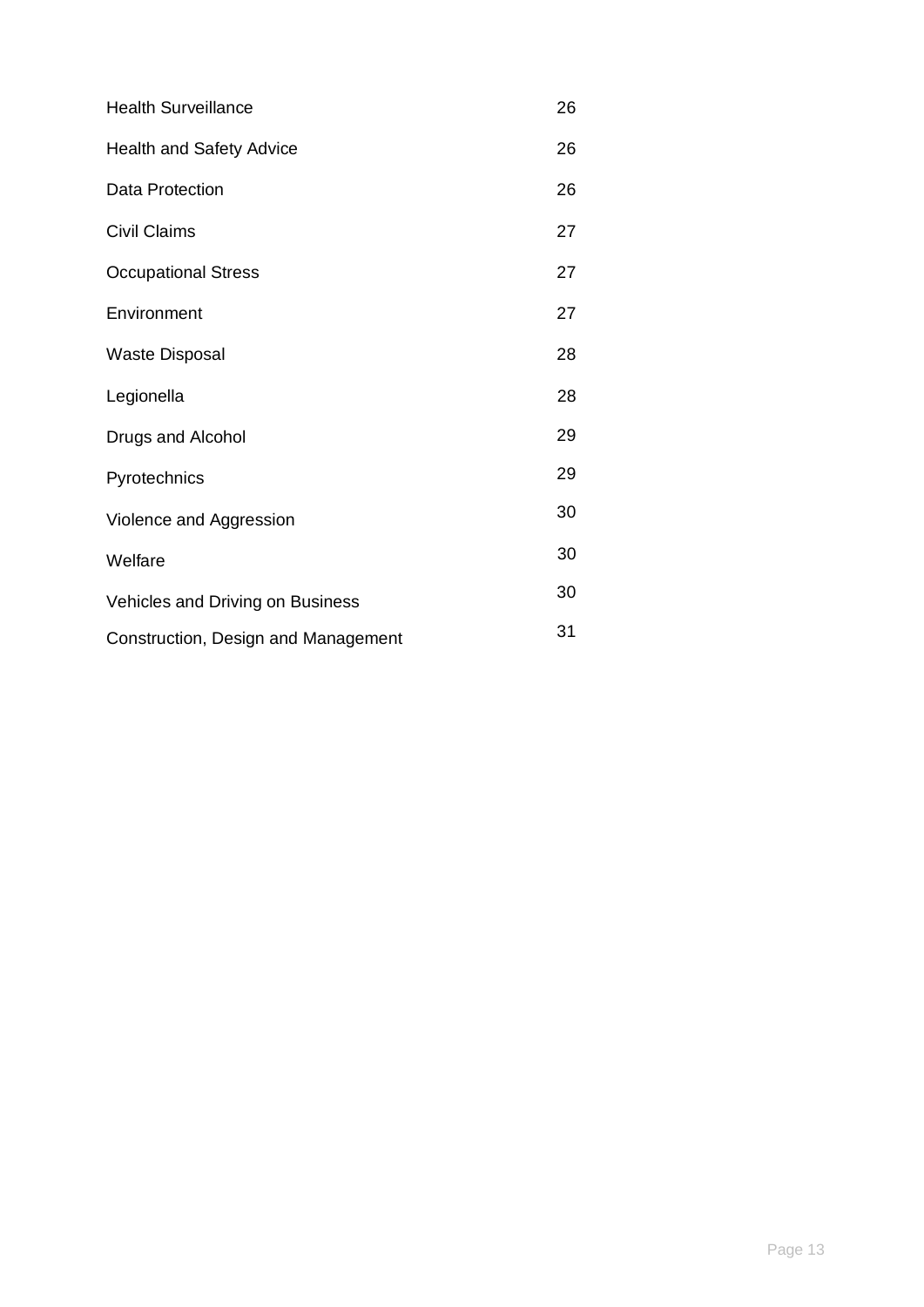| | |
|---|---|
| Health Surveillance | 26 |
| Health and Safety Advice | 26 |
| Data Protection | 26 |
| Civil Claims | 27 |
| Occupational Stress | 27 |
| Environment | 27 |
| Waste Disposal | 28 |
| Legionella | 28 |
| Drugs and Alcohol | 29 |
| Pyrotechnics | 29 |
| Violence and Aggression | 30 |
| Welfare | 30 |
| Vehicles and Driving on Business | 30 |
| Construction, Design and Management | 31 |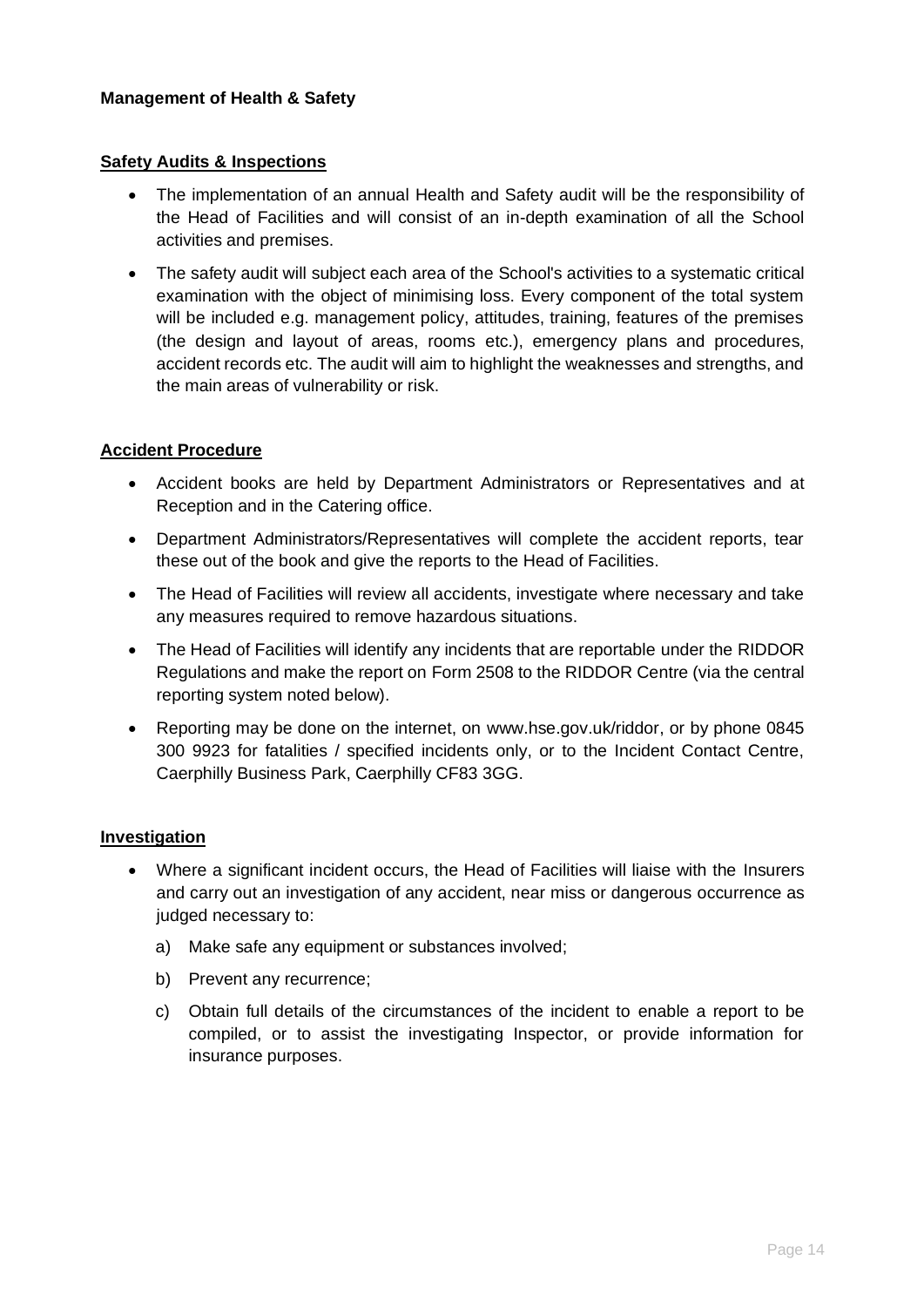**Management of Health & Safety**

## Safety Audits & Inspections

- The implementation of an annual Health and Safety audit will be the responsibility of the Head of Facilities and will consist of an in-depth examination of all the School activities and premises.
- The safety audit will subject each area of the School's activities to a systematic critical examination with the object of minimising loss. Every component of the total system will be included e.g. management policy, attitudes, training, features of the premises (the design and layout of areas, rooms etc.), emergency plans and procedures, accident records etc. The audit will aim to highlight the weaknesses and strengths, and the main areas of vulnerability or risk.

## Accident Procedure

- Accident books are held by Department Administrators or Representatives and at Reception and in the Catering office.
- Department Administrators/Representatives will complete the accident reports, tear these out of the book and give the reports to the Head of Facilities.
- The Head of Facilities will review all accidents, investigate where necessary and take any measures required to remove hazardous situations.
- The Head of Facilities will identify any incidents that are reportable under the RIDDOR Regulations and make the report on Form 2508 to the RIDDOR Centre (via the central reporting system noted below).
- Reporting may be done on the internet, on www.hse.gov.uk/riddor, or by phone 0845 300 9923 for fatalities / specified incidents only, or to the Incident Contact Centre, Caerphilly Business Park, Caerphilly CF83 3GG.

## Investigation

- Where a significant incident occurs, the Head of Facilities will liaise with the Insurers and carry out an investigation of any accident, near miss or dangerous occurrence as judged necessary to:
    a) Make safe any equipment or substances involved;
    b) Prevent any recurrence;
    c) Obtain full details of the circumstances of the incident to enable a report to be compiled, or to assist the investigating Inspector, or provide information for insurance purposes.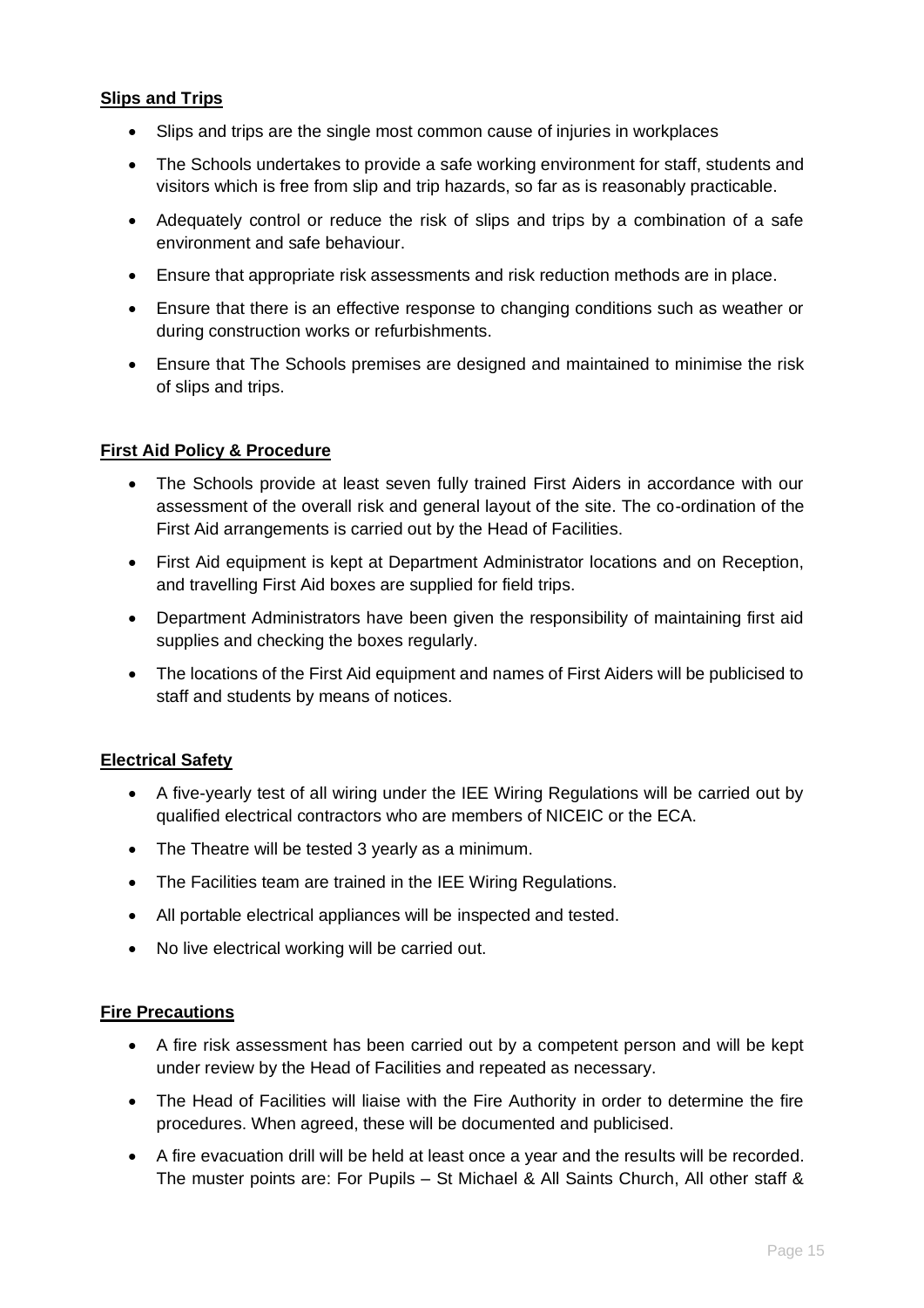**Slips and Trips**

- Slips and trips are the single most common cause of injuries in workplaces
- The Schools undertakes to provide a safe working environment for staff, students and visitors which is free from slip and trip hazards, so far as is reasonably practicable.
- Adequately control or reduce the risk of slips and trips by a combination of a safe environment and safe behaviour.
- Ensure that appropriate risk assessments and risk reduction methods are in place.
- Ensure that there is an effective response to changing conditions such as weather or during construction works or refurbishments.
- Ensure that The Schools premises are designed and maintained to minimise the risk of slips and trips.

**First Aid Policy & Procedure**

- The Schools provide at least seven fully trained First Aiders in accordance with our assessment of the overall risk and general layout of the site. The co-ordination of the First Aid arrangements is carried out by the Head of Facilities.
- First Aid equipment is kept at Department Administrator locations and on Reception, and travelling First Aid boxes are supplied for field trips.
- Department Administrators have been given the responsibility of maintaining first aid supplies and checking the boxes regularly.
- The locations of the First Aid equipment and names of First Aiders will be publicised to staff and students by means of notices.

**Electrical Safety**

- A five-yearly test of all wiring under the IEE Wiring Regulations will be carried out by qualified electrical contractors who are members of NICEIC or the ECA.
- The Theatre will be tested 3 yearly as a minimum.
- The Facilities team are trained in the IEE Wiring Regulations.
- All portable electrical appliances will be inspected and tested.
- No live electrical working will be carried out.

**Fire Precautions**

- A fire risk assessment has been carried out by a competent person and will be kept under review by the Head of Facilities and repeated as necessary.
- The Head of Facilities will liaise with the Fire Authority in order to determine the fire procedures. When agreed, these will be documented and publicised.
- A fire evacuation drill will be held at least once a year and the results will be recorded. The muster points are: For Pupils – St Michael & All Saints Church, All other staff &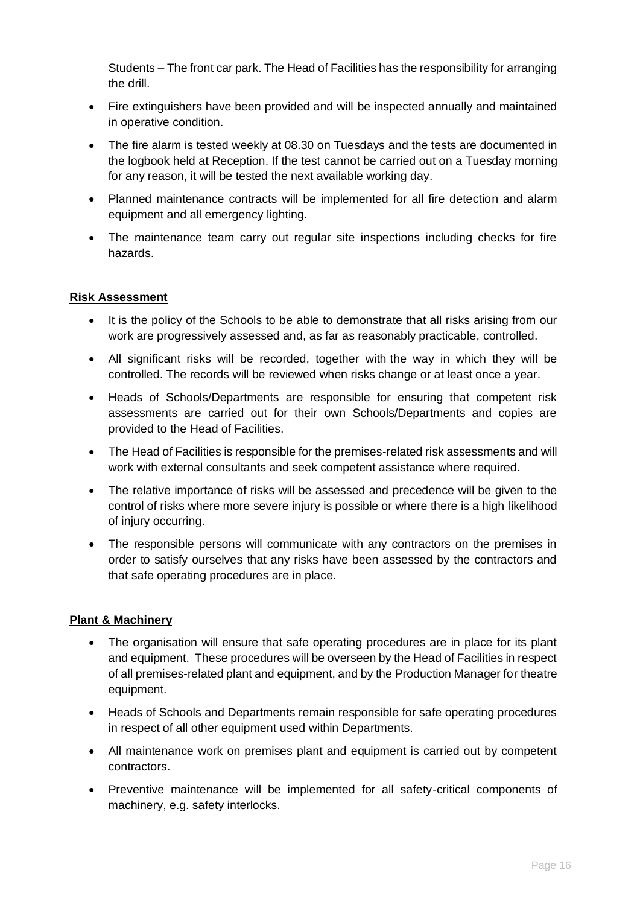Students – The front car park. The Head of Facilities has the responsibility for arranging the drill.

- Fire extinguishers have been provided and will be inspected annually and maintained in operative condition.
- The fire alarm is tested weekly at 08.30 on Tuesdays and the tests are documented in the logbook held at Reception. If the test cannot be carried out on a Tuesday morning for any reason, it will be tested the next available working day.
- Planned maintenance contracts will be implemented for all fire detection and alarm equipment and all emergency lighting.
- The maintenance team carry out regular site inspections including checks for fire hazards.

**Risk Assessment**

- It is the policy of the Schools to be able to demonstrate that all risks arising from our work are progressively assessed and, as far as reasonably practicable, controlled.
- All significant risks will be recorded, together with the way in which they will be controlled. The records will be reviewed when risks change or at least once a year.
- Heads of Schools/Departments are responsible for ensuring that competent risk assessments are carried out for their own Schools/Departments and copies are provided to the Head of Facilities.
- The Head of Facilities is responsible for the premises-related risk assessments and will work with external consultants and seek competent assistance where required.
- The relative importance of risks will be assessed and precedence will be given to the control of risks where more severe injury is possible or where there is a high likelihood of injury occurring.
- The responsible persons will communicate with any contractors on the premises in order to satisfy ourselves that any risks have been assessed by the contractors and that safe operating procedures are in place.

**Plant & Machinery**

- The organisation will ensure that safe operating procedures are in place for its plant and equipment. These procedures will be overseen by the Head of Facilities in respect of all premises-related plant and equipment, and by the Production Manager for theatre equipment.
- Heads of Schools and Departments remain responsible for safe operating procedures in respect of all other equipment used within Departments.
- All maintenance work on premises plant and equipment is carried out by competent contractors.
- Preventive maintenance will be implemented for all safety-critical components of machinery, e.g. safety interlocks.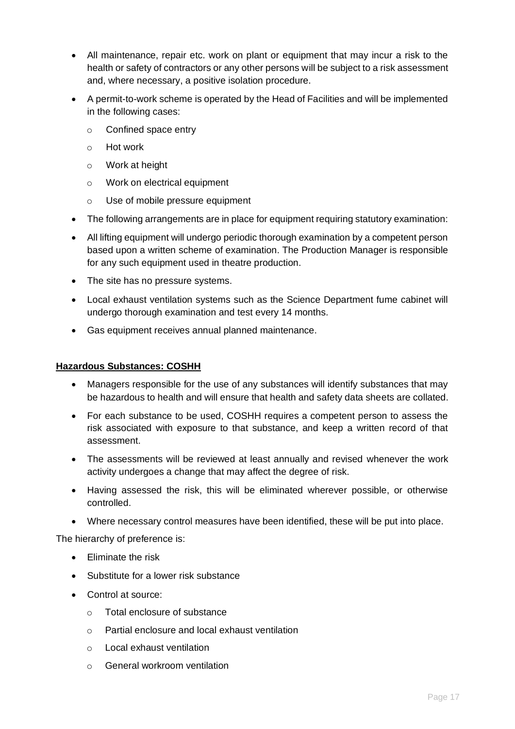- All maintenance, repair etc. work on plant or equipment that may incur a risk to the health or safety of contractors or any other persons will be subject to a risk assessment and, where necessary, a positive isolation procedure.
- A permit-to-work scheme is operated by the Head of Facilities and will be implemented in the following cases:
    - Confined space entry
    - Hot work
    - Work at height
    - Work on electrical equipment
    - Use of mobile pressure equipment
- The following arrangements are in place for equipment requiring statutory examination:
- All lifting equipment will undergo periodic thorough examination by a competent person based upon a written scheme of examination. The Production Manager is responsible for any such equipment used in theatre production.
- The site has no pressure systems.
- Local exhaust ventilation systems such as the Science Department fume cabinet will undergo thorough examination and test every 14 months.
- Gas equipment receives annual planned maintenance.

**Hazardous Substances: COSHH**

- Managers responsible for the use of any substances will identify substances that may be hazardous to health and will ensure that health and safety data sheets are collated.
- For each substance to be used, COSHH requires a competent person to assess the risk associated with exposure to that substance, and keep a written record of that assessment.
- The assessments will be reviewed at least annually and revised whenever the work activity undergoes a change that may affect the degree of risk.
- Having assessed the risk, this will be eliminated wherever possible, or otherwise controlled.
- Where necessary control measures have been identified, these will be put into place.

The hierarchy of preference is:

- Eliminate the risk
- Substitute for a lower risk substance
- Control at source:
    - Total enclosure of substance
    - Partial enclosure and local exhaust ventilation
    - Local exhaust ventilation
    - General workroom ventilation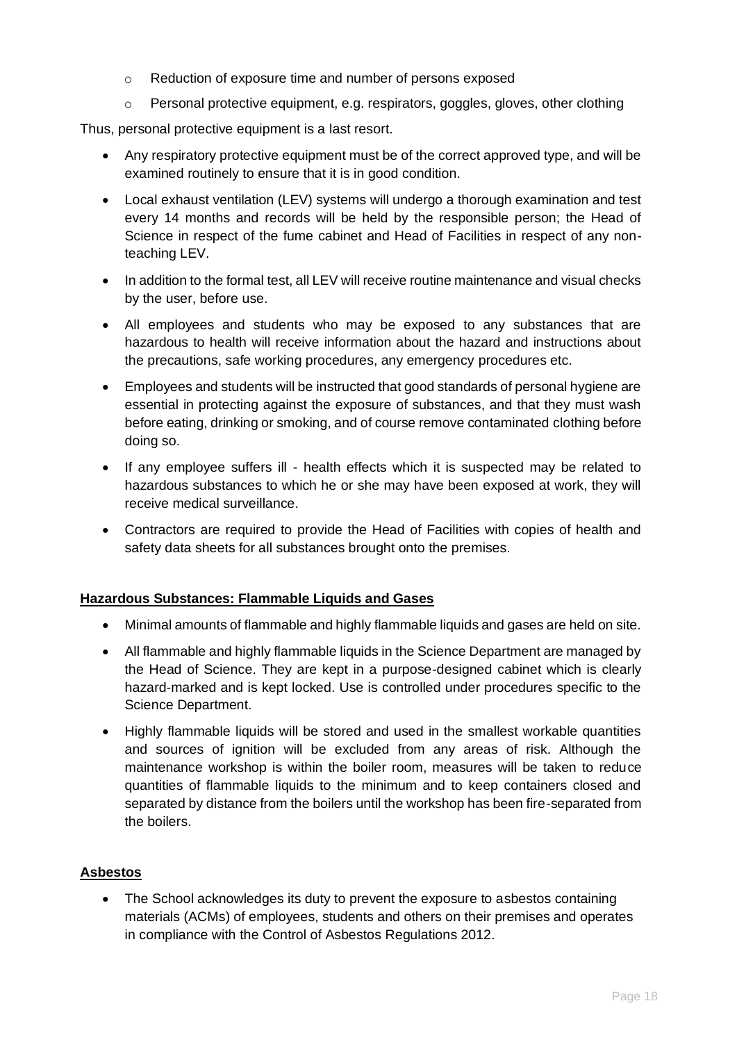- Reduction of exposure time and number of persons exposed
  - Personal protective equipment, e.g. respirators, goggles, gloves, other clothing

Thus, personal protective equipment is a last resort.

- Any respiratory protective equipment must be of the correct approved type, and will be examined routinely to ensure that it is in good condition.
- Local exhaust ventilation (LEV) systems will undergo a thorough examination and test every 14 months and records will be held by the responsible person; the Head of Science in respect of the fume cabinet and Head of Facilities in respect of any non-teaching LEV.
- In addition to the formal test, all LEV will receive routine maintenance and visual checks by the user, before use.
- All employees and students who may be exposed to any substances that are hazardous to health will receive information about the hazard and instructions about the precautions, safe working procedures, any emergency procedures etc.
- Employees and students will be instructed that good standards of personal hygiene are essential in protecting against the exposure of substances, and that they must wash before eating, drinking or smoking, and of course remove contaminated clothing before doing so.
- If any employee suffers ill - health effects which it is suspected may be related to hazardous substances to which he or she may have been exposed at work, they will receive medical surveillance.
- Contractors are required to provide the Head of Facilities with copies of health and safety data sheets for all substances brought onto the premises.

**Hazardous Substances: Flammable Liquids and Gases**

- Minimal amounts of flammable and highly flammable liquids and gases are held on site.
- All flammable and highly flammable liquids in the Science Department are managed by the Head of Science. They are kept in a purpose-designed cabinet which is clearly hazard-marked and is kept locked. Use is controlled under procedures specific to the Science Department.
- Highly flammable liquids will be stored and used in the smallest workable quantities and sources of ignition will be excluded from any areas of risk. Although the maintenance workshop is within the boiler room, measures will be taken to reduce quantities of flammable liquids to the minimum and to keep containers closed and separated by distance from the boilers until the workshop has been fire-separated from the boilers.

**Asbestos**

- The School acknowledges its duty to prevent the exposure to asbestos containing materials (ACMs) of employees, students and others on their premises and operates in compliance with the Control of Asbestos Regulations 2012.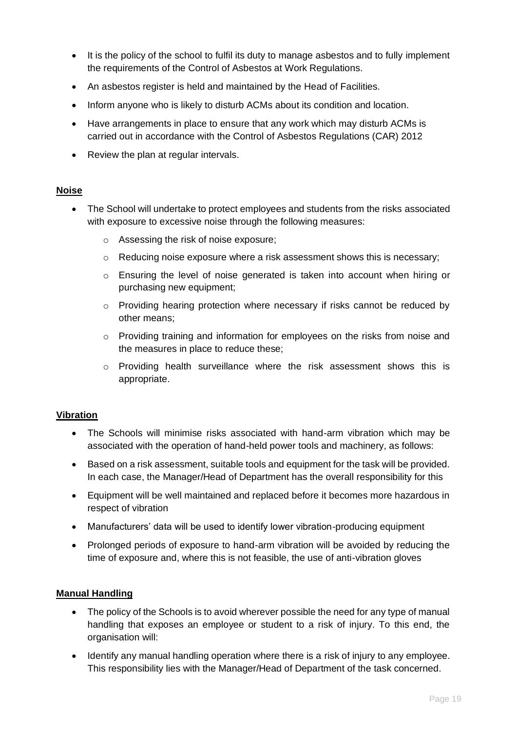- It is the policy of the school to fulfil its duty to manage asbestos and to fully implement the requirements of the Control of Asbestos at Work Regulations.
- An asbestos register is held and maintained by the Head of Facilities.
- Inform anyone who is likely to disturb ACMs about its condition and location.
- Have arrangements in place to ensure that any work which may disturb ACMs is carried out in accordance with the Control of Asbestos Regulations (CAR) 2012
- Review the plan at regular intervals.

**Noise**

- The School will undertake to protect employees and students from the risks associated with exposure to excessive noise through the following measures:
    - Assessing the risk of noise exposure;
    - Reducing noise exposure where a risk assessment shows this is necessary;
    - Ensuring the level of noise generated is taken into account when hiring or purchasing new equipment;
    - Providing hearing protection where necessary if risks cannot be reduced by other means;
    - Providing training and information for employees on the risks from noise and the measures in place to reduce these;
    - Providing health surveillance where the risk assessment shows this is appropriate.

**Vibration**

- The Schools will minimise risks associated with hand-arm vibration which may be associated with the operation of hand-held power tools and machinery, as follows:
- Based on a risk assessment, suitable tools and equipment for the task will be provided. In each case, the Manager/Head of Department has the overall responsibility for this
- Equipment will be well maintained and replaced before it becomes more hazardous in respect of vibration
- Manufacturers' data will be used to identify lower vibration-producing equipment
- Prolonged periods of exposure to hand-arm vibration will be avoided by reducing the time of exposure and, where this is not feasible, the use of anti-vibration gloves

**Manual Handling**

- The policy of the Schools is to avoid wherever possible the need for any type of manual handling that exposes an employee or student to a risk of injury. To this end, the organisation will:
- Identify any manual handling operation where there is a risk of injury to any employee. This responsibility lies with the Manager/Head of Department of the task concerned.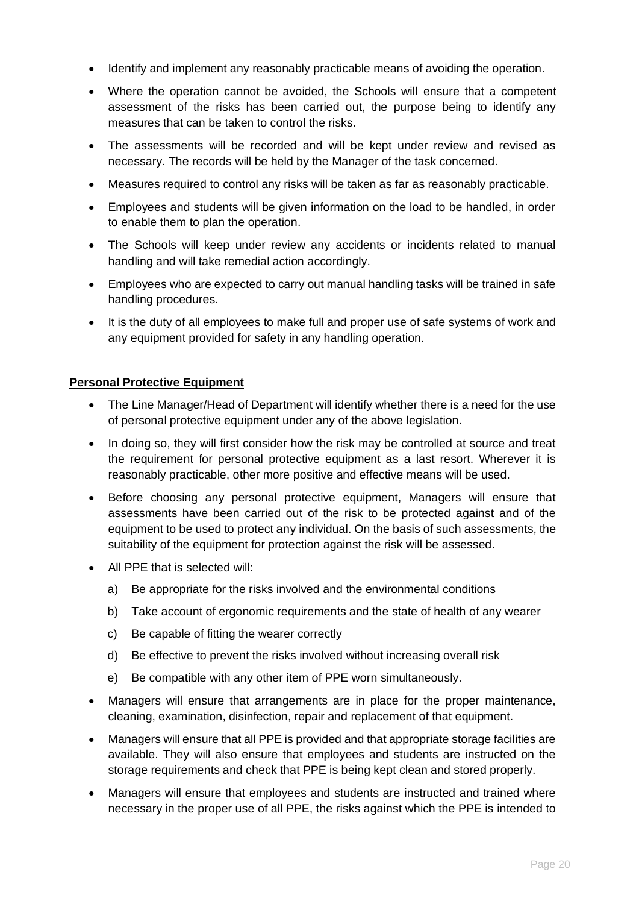- Identify and implement any reasonably practicable means of avoiding the operation.
- Where the operation cannot be avoided, the Schools will ensure that a competent assessment of the risks has been carried out, the purpose being to identify any measures that can be taken to control the risks.
- The assessments will be recorded and will be kept under review and revised as necessary. The records will be held by the Manager of the task concerned.
- Measures required to control any risks will be taken as far as reasonably practicable.
- Employees and students will be given information on the load to be handled, in order to enable them to plan the operation.
- The Schools will keep under review any accidents or incidents related to manual handling and will take remedial action accordingly.
- Employees who are expected to carry out manual handling tasks will be trained in safe handling procedures.
- It is the duty of all employees to make full and proper use of safe systems of work and any equipment provided for safety in any handling operation.

**Personal Protective Equipment**

- The Line Manager/Head of Department will identify whether there is a need for the use of personal protective equipment under any of the above legislation.
- In doing so, they will first consider how the risk may be controlled at source and treat the requirement for personal protective equipment as a last resort. Wherever it is reasonably practicable, other more positive and effective means will be used.
- Before choosing any personal protective equipment, Managers will ensure that assessments have been carried out of the risk to be protected against and of the equipment to be used to protect any individual. On the basis of such assessments, the suitability of the equipment for protection against the risk will be assessed.
- All PPE that is selected will:
  a) Be appropriate for the risks involved and the environmental conditions
  b) Take account of ergonomic requirements and the state of health of any wearer
  c) Be capable of fitting the wearer correctly
  d) Be effective to prevent the risks involved without increasing overall risk
  e) Be compatible with any other item of PPE worn simultaneously.
- Managers will ensure that arrangements are in place for the proper maintenance, cleaning, examination, disinfection, repair and replacement of that equipment.
- Managers will ensure that all PPE is provided and that appropriate storage facilities are available. They will also ensure that employees and students are instructed on the storage requirements and check that PPE is being kept clean and stored properly.
- Managers will ensure that employees and students are instructed and trained where necessary in the proper use of all PPE, the risks against which the PPE is intended to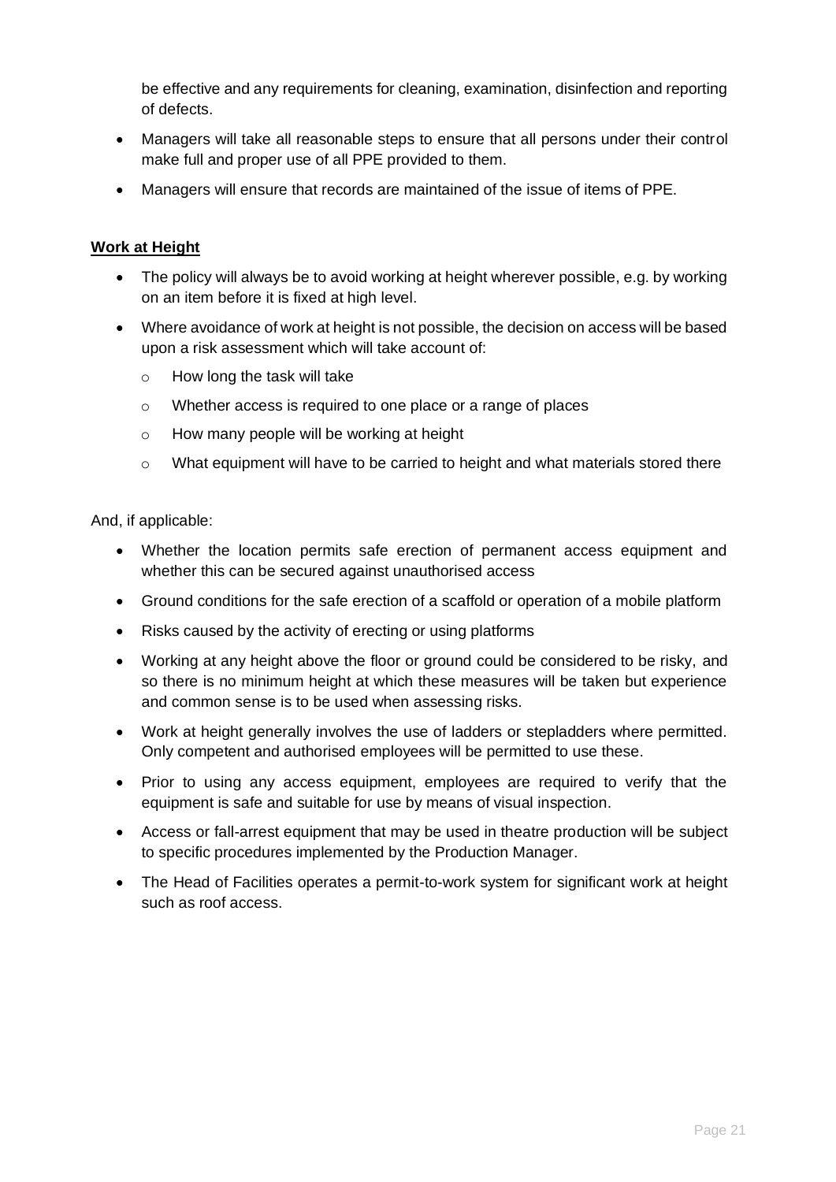be effective and any requirements for cleaning, examination, disinfection and reporting of defects.

- Managers will take all reasonable steps to ensure that all persons under their control make full and proper use of all PPE provided to them.
- Managers will ensure that records are maintained of the issue of items of PPE.

**Work at Height**

- The policy will always be to avoid working at height wherever possible, e.g. by working on an item before it is fixed at high level.
- Where avoidance of work at height is not possible, the decision on access will be based upon a risk assessment which will take account of:
  - How long the task will take
  - Whether access is required to one place or a range of places
  - How many people will be working at height
  - What equipment will have to be carried to height and what materials stored there

And, if applicable:

- Whether the location permits safe erection of permanent access equipment and whether this can be secured against unauthorised access
- Ground conditions for the safe erection of a scaffold or operation of a mobile platform
- Risks caused by the activity of erecting or using platforms
- Working at any height above the floor or ground could be considered to be risky, and so there is no minimum height at which these measures will be taken but experience and common sense is to be used when assessing risks.
- Work at height generally involves the use of ladders or stepladders where permitted. Only competent and authorised employees will be permitted to use these.
- Prior to using any access equipment, employees are required to verify that the equipment is safe and suitable for use by means of visual inspection.
- Access or fall-arrest equipment that may be used in theatre production will be subject to specific procedures implemented by the Production Manager.
- The Head of Facilities operates a permit-to-work system for significant work at height such as roof access.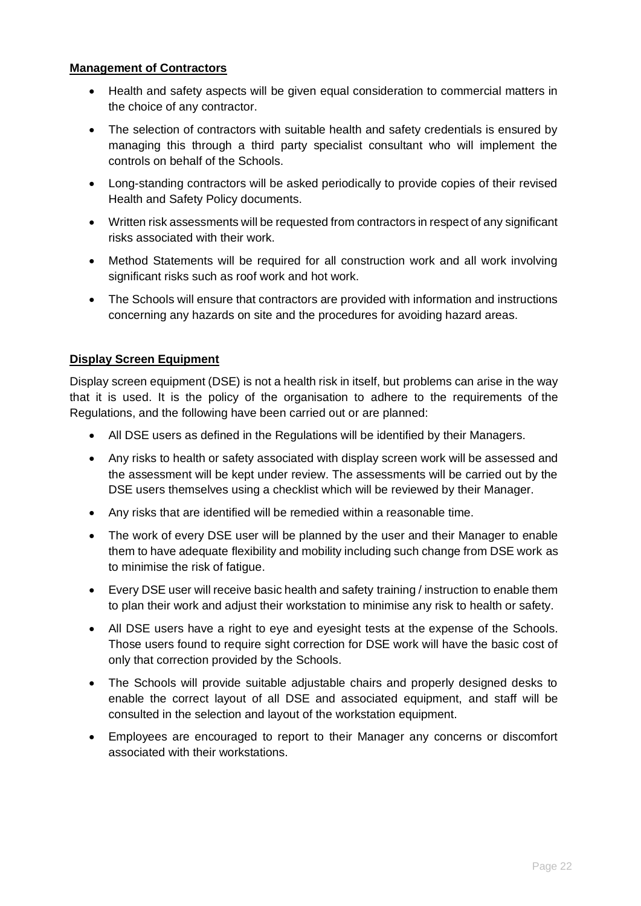**Management of Contractors**

- Health and safety aspects will be given equal consideration to commercial matters in the choice of any contractor.
- The selection of contractors with suitable health and safety credentials is ensured by managing this through a third party specialist consultant who will implement the controls on behalf of the Schools.
- Long-standing contractors will be asked periodically to provide copies of their revised Health and Safety Policy documents.
- Written risk assessments will be requested from contractors in respect of any significant risks associated with their work.
- Method Statements will be required for all construction work and all work involving significant risks such as roof work and hot work.
- The Schools will ensure that contractors are provided with information and instructions concerning any hazards on site and the procedures for avoiding hazard areas.

**Display Screen Equipment**

Display screen equipment (DSE) is not a health risk in itself, but problems can arise in the way that it is used. It is the policy of the organisation to adhere to the requirements of the Regulations, and the following have been carried out or are planned:

- All DSE users as defined in the Regulations will be identified by their Managers.
- Any risks to health or safety associated with display screen work will be assessed and the assessment will be kept under review. The assessments will be carried out by the DSE users themselves using a checklist which will be reviewed by their Manager.
- Any risks that are identified will be remedied within a reasonable time.
- The work of every DSE user will be planned by the user and their Manager to enable them to have adequate flexibility and mobility including such change from DSE work as to minimise the risk of fatigue.
- Every DSE user will receive basic health and safety training / instruction to enable them to plan their work and adjust their workstation to minimise any risk to health or safety.
- All DSE users have a right to eye and eyesight tests at the expense of the Schools. Those users found to require sight correction for DSE work will have the basic cost of only that correction provided by the Schools.
- The Schools will provide suitable adjustable chairs and properly designed desks to enable the correct layout of all DSE and associated equipment, and staff will be consulted in the selection and layout of the workstation equipment.
- Employees are encouraged to report to their Manager any concerns or discomfort associated with their workstations.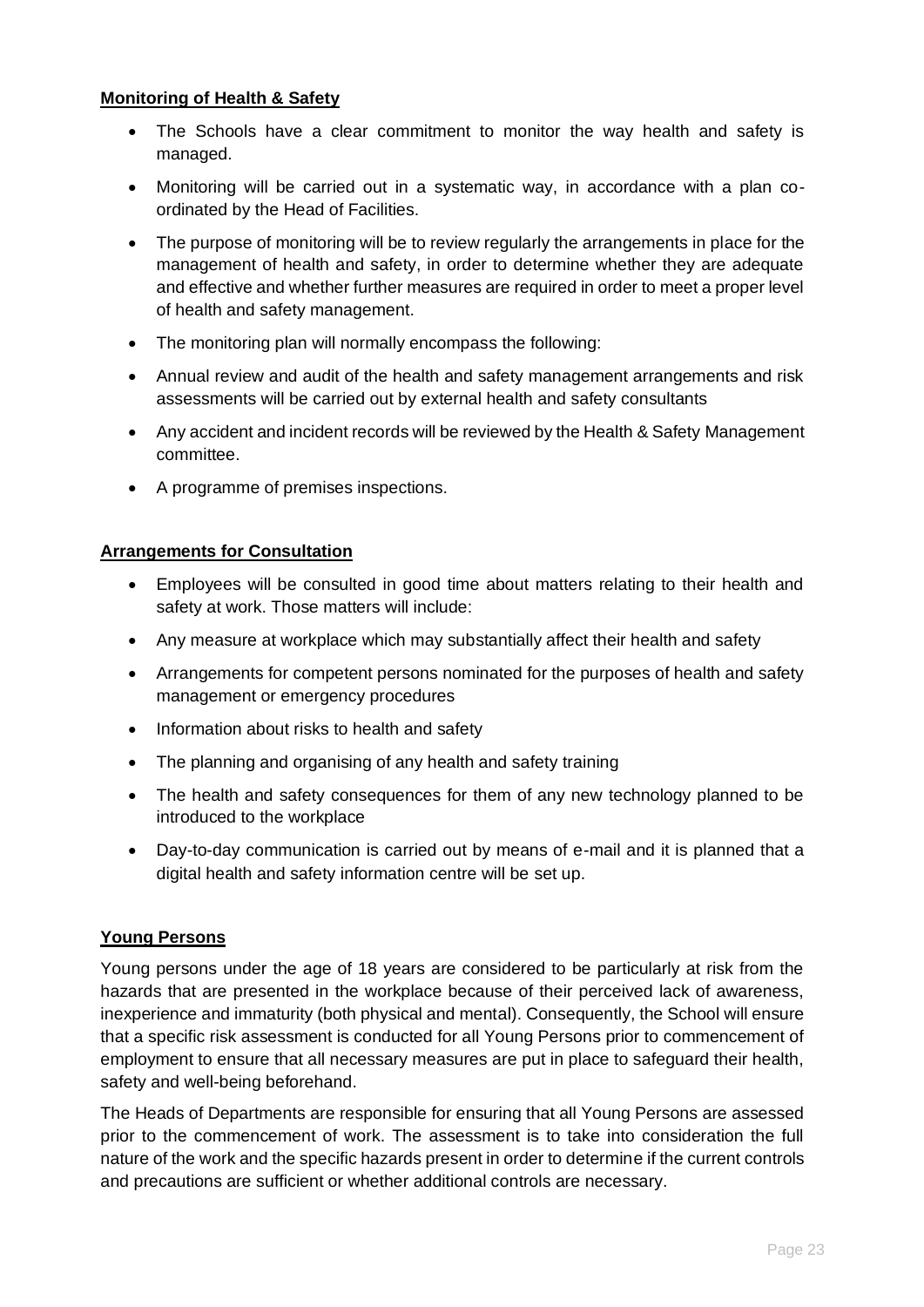## **Monitoring of Health & Safety**

- The Schools have a clear commitment to monitor the way health and safety is managed.
- Monitoring will be carried out in a systematic way, in accordance with a plan co-ordinated by the Head of Facilities.
- The purpose of monitoring will be to review regularly the arrangements in place for the management of health and safety, in order to determine whether they are adequate and effective and whether further measures are required in order to meet a proper level of health and safety management.
- The monitoring plan will normally encompass the following:
- Annual review and audit of the health and safety management arrangements and risk assessments will be carried out by external health and safety consultants
- Any accident and incident records will be reviewed by the Health & Safety Management committee.
- A programme of premises inspections.

## **Arrangements for Consultation**

- Employees will be consulted in good time about matters relating to their health and safety at work. Those matters will include:
- Any measure at workplace which may substantially affect their health and safety
- Arrangements for competent persons nominated for the purposes of health and safety management or emergency procedures
- Information about risks to health and safety
- The planning and organising of any health and safety training
- The health and safety consequences for them of any new technology planned to be introduced to the workplace
- Day-to-day communication is carried out by means of e-mail and it is planned that a digital health and safety information centre will be set up.

## **Young Persons**

Young persons under the age of 18 years are considered to be particularly at risk from the hazards that are presented in the workplace because of their perceived lack of awareness, inexperience and immaturity (both physical and mental). Consequently, the School will ensure that a specific risk assessment is conducted for all Young Persons prior to commencement of employment to ensure that all necessary measures are put in place to safeguard their health, safety and well-being beforehand.

The Heads of Departments are responsible for ensuring that all Young Persons are assessed prior to the commencement of work. The assessment is to take into consideration the full nature of the work and the specific hazards present in order to determine if the current controls and precautions are sufficient or whether additional controls are necessary.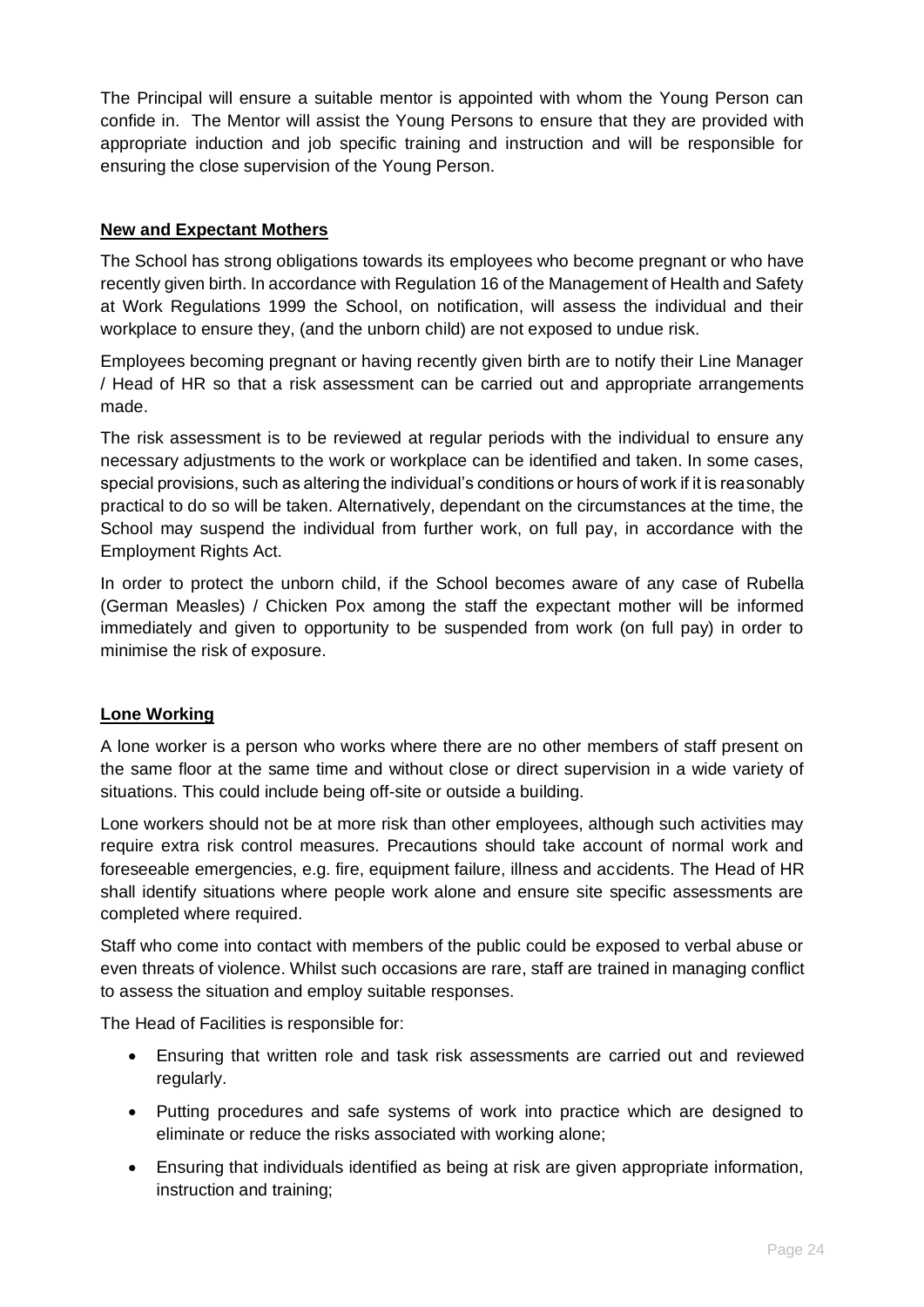The Principal will ensure a suitable mentor is appointed with whom the Young Person can confide in. The Mentor will assist the Young Persons to ensure that they are provided with appropriate induction and job specific training and instruction and will be responsible for ensuring the close supervision of the Young Person.

**New and Expectant Mothers**

The School has strong obligations towards its employees who become pregnant or who have recently given birth. In accordance with Regulation 16 of the Management of Health and Safety at Work Regulations 1999 the School, on notification, will assess the individual and their workplace to ensure they, (and the unborn child) are not exposed to undue risk.

Employees becoming pregnant or having recently given birth are to notify their Line Manager / Head of HR so that a risk assessment can be carried out and appropriate arrangements made.

The risk assessment is to be reviewed at regular periods with the individual to ensure any necessary adjustments to the work or workplace can be identified and taken. In some cases, special provisions, such as altering the individual's conditions or hours of work if it is reasonably practical to do so will be taken. Alternatively, dependant on the circumstances at the time, the School may suspend the individual from further work, on full pay, in accordance with the Employment Rights Act.

In order to protect the unborn child, if the School becomes aware of any case of Rubella (German Measles) / Chicken Pox among the staff the expectant mother will be informed immediately and given to opportunity to be suspended from work (on full pay) in order to minimise the risk of exposure.

**Lone Working**

A lone worker is a person who works where there are no other members of staff present on the same floor at the same time and without close or direct supervision in a wide variety of situations. This could include being off-site or outside a building.

Lone workers should not be at more risk than other employees, although such activities may require extra risk control measures. Precautions should take account of normal work and foreseeable emergencies, e.g. fire, equipment failure, illness and accidents. The Head of HR shall identify situations where people work alone and ensure site specific assessments are completed where required.

Staff who come into contact with members of the public could be exposed to verbal abuse or even threats of violence. Whilst such occasions are rare, staff are trained in managing conflict to assess the situation and employ suitable responses.

The Head of Facilities is responsible for:

- Ensuring that written role and task risk assessments are carried out and reviewed regularly.
- Putting procedures and safe systems of work into practice which are designed to eliminate or reduce the risks associated with working alone;
- Ensuring that individuals identified as being at risk are given appropriate information, instruction and training;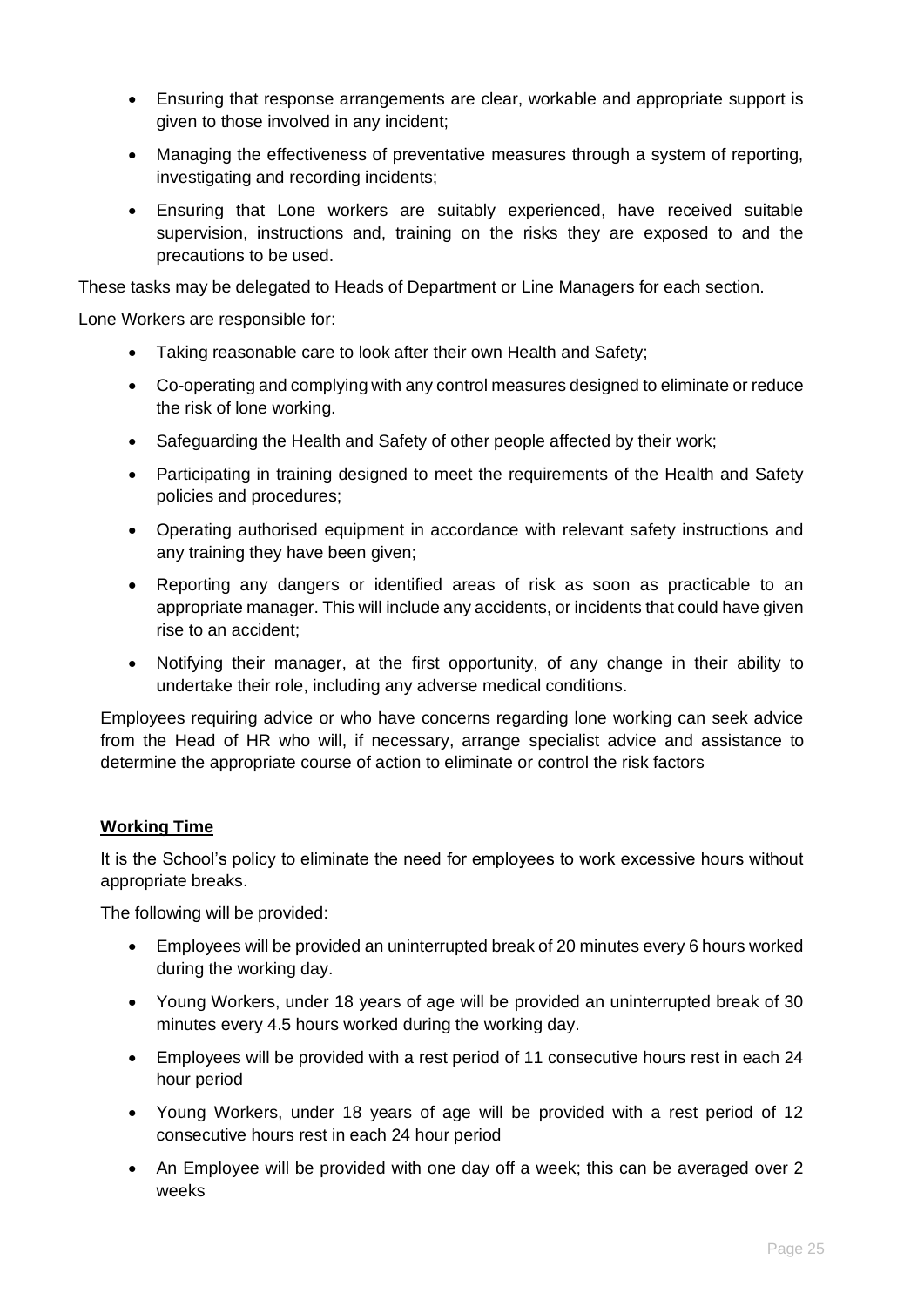- Ensuring that response arrangements are clear, workable and appropriate support is given to those involved in any incident;
- Managing the effectiveness of preventative measures through a system of reporting, investigating and recording incidents;
- Ensuring that Lone workers are suitably experienced, have received suitable supervision, instructions and, training on the risks they are exposed to and the precautions to be used.

These tasks may be delegated to Heads of Department or Line Managers for each section.

Lone Workers are responsible for:

- Taking reasonable care to look after their own Health and Safety;
- Co-operating and complying with any control measures designed to eliminate or reduce the risk of lone working.
- Safeguarding the Health and Safety of other people affected by their work;
- Participating in training designed to meet the requirements of the Health and Safety policies and procedures;
- Operating authorised equipment in accordance with relevant safety instructions and any training they have been given;
- Reporting any dangers or identified areas of risk as soon as practicable to an appropriate manager. This will include any accidents, or incidents that could have given rise to an accident;
- Notifying their manager, at the first opportunity, of any change in their ability to undertake their role, including any adverse medical conditions.

Employees requiring advice or who have concerns regarding lone working can seek advice from the Head of HR who will, if necessary, arrange specialist advice and assistance to determine the appropriate course of action to eliminate or control the risk factors

**Working Time**

It is the School's policy to eliminate the need for employees to work excessive hours without appropriate breaks.

The following will be provided:

- Employees will be provided an uninterrupted break of 20 minutes every 6 hours worked during the working day.
- Young Workers, under 18 years of age will be provided an uninterrupted break of 30 minutes every 4.5 hours worked during the working day.
- Employees will be provided with a rest period of 11 consecutive hours rest in each 24 hour period
- Young Workers, under 18 years of age will be provided with a rest period of 12 consecutive hours rest in each 24 hour period
- An Employee will be provided with one day off a week; this can be averaged over 2 weeks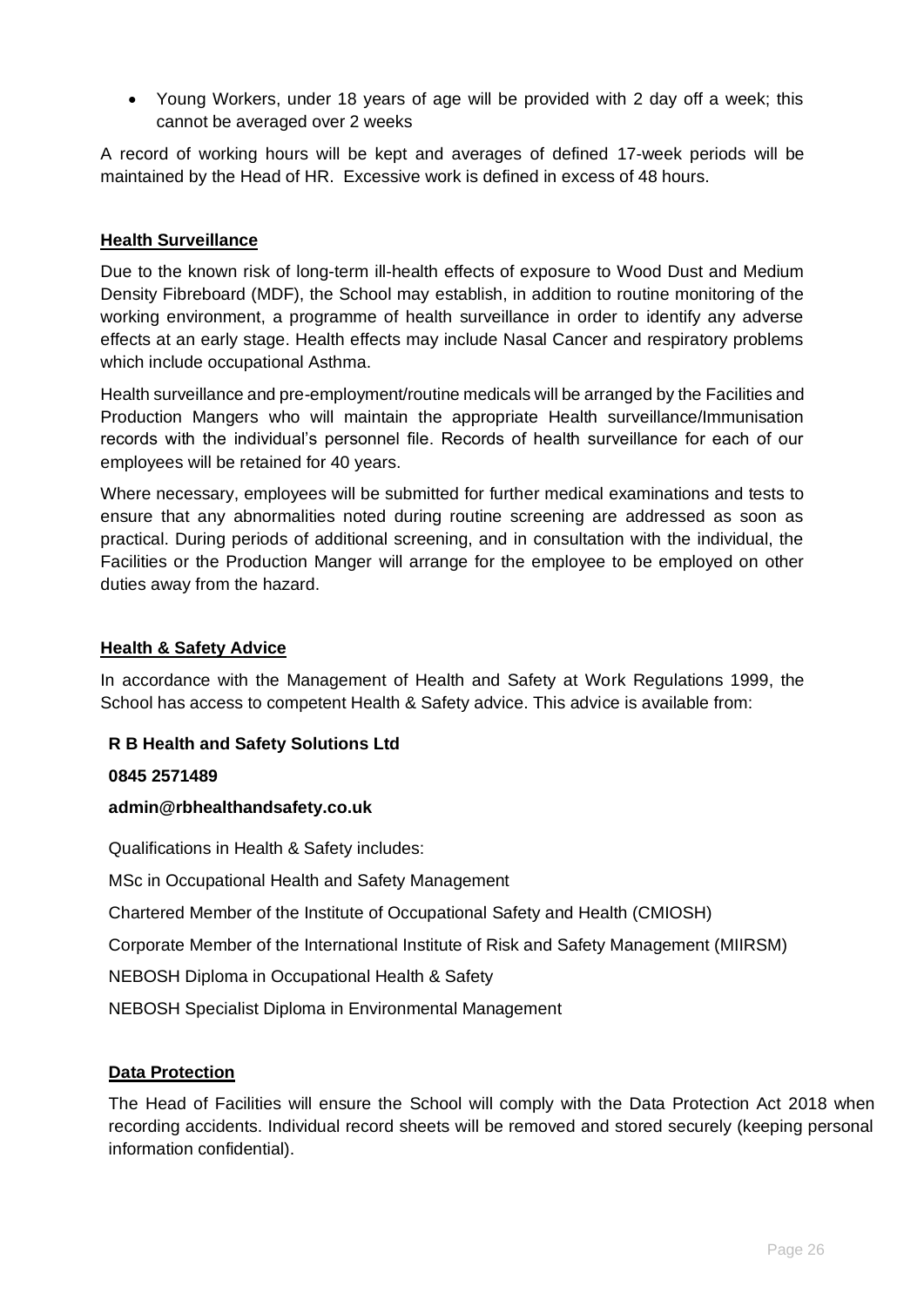- Young Workers, under 18 years of age will be provided with 2 day off a week; this cannot be averaged over 2 weeks

A record of working hours will be kept and averages of defined 17-week periods will be maintained by the Head of HR. Excessive work is defined in excess of 48 hours.

## Health Surveillance

Due to the known risk of long-term ill-health effects of exposure to Wood Dust and Medium Density Fibreboard (MDF), the School may establish, in addition to routine monitoring of the working environment, a programme of health surveillance in order to identify any adverse effects at an early stage. Health effects may include Nasal Cancer and respiratory problems which include occupational Asthma.

Health surveillance and pre-employment/routine medicals will be arranged by the Facilities and Production Mangers who will maintain the appropriate Health surveillance/Immunisation records with the individual's personnel file. Records of health surveillance for each of our employees will be retained for 40 years.

Where necessary, employees will be submitted for further medical examinations and tests to ensure that any abnormalities noted during routine screening are addressed as soon as practical. During periods of additional screening, and in consultation with the individual, the Facilities or the Production Manger will arrange for the employee to be employed on other duties away from the hazard.

## Health & Safety Advice

In accordance with the Management of Health and Safety at Work Regulations 1999, the School has access to competent Health & Safety advice. This advice is available from:

**R B Health and Safety Solutions Ltd**

**0845 2571489**

**admin@rbhealthandsafety.co.uk**

Qualifications in Health & Safety includes:

MSc in Occupational Health and Safety Management

Chartered Member of the Institute of Occupational Safety and Health (CMIOSH)

Corporate Member of the International Institute of Risk and Safety Management (MIIRSM)

NEBOSH Diploma in Occupational Health & Safety

NEBOSH Specialist Diploma in Environmental Management

## Data Protection

The Head of Facilities will ensure the School will comply with the Data Protection Act 2018 when recording accidents. Individual record sheets will be removed and stored securely (keeping personal information confidential).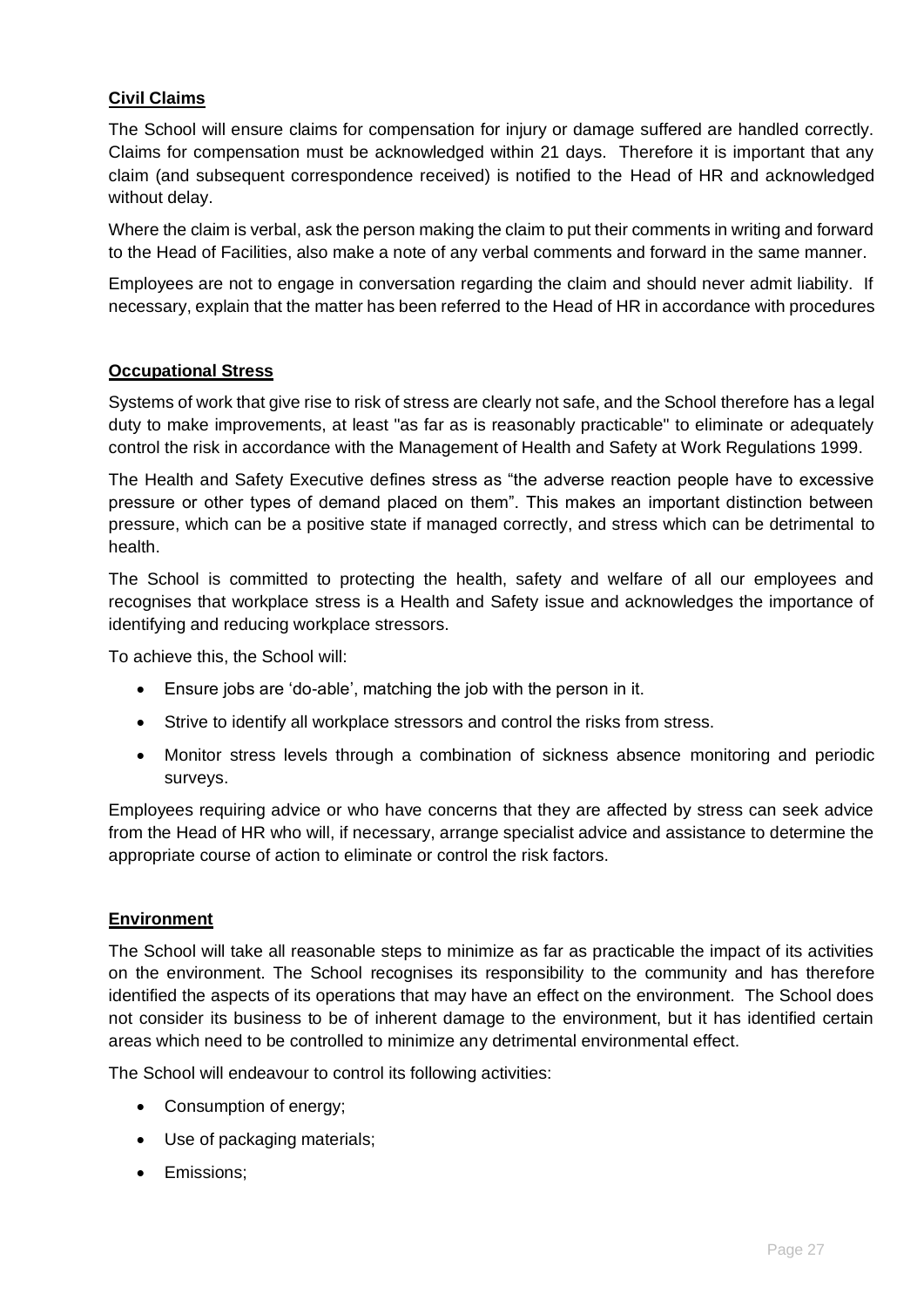## Civil Claims

The School will ensure claims for compensation for injury or damage suffered are handled correctly. Claims for compensation must be acknowledged within 21 days. Therefore it is important that any claim (and subsequent correspondence received) is notified to the Head of HR and acknowledged without delay.

Where the claim is verbal, ask the person making the claim to put their comments in writing and forward to the Head of Facilities, also make a note of any verbal comments and forward in the same manner.

Employees are not to engage in conversation regarding the claim and should never admit liability. If necessary, explain that the matter has been referred to the Head of HR in accordance with procedures

## Occupational Stress

Systems of work that give rise to risk of stress are clearly not safe, and the School therefore has a legal duty to make improvements, at least "as far as is reasonably practicable" to eliminate or adequately control the risk in accordance with the Management of Health and Safety at Work Regulations 1999.

The Health and Safety Executive defines stress as "the adverse reaction people have to excessive pressure or other types of demand placed on them". This makes an important distinction between pressure, which can be a positive state if managed correctly, and stress which can be detrimental to health.

The School is committed to protecting the health, safety and welfare of all our employees and recognises that workplace stress is a Health and Safety issue and acknowledges the importance of identifying and reducing workplace stressors.

To achieve this, the School will:

- Ensure jobs are 'do-able', matching the job with the person in it.
- Strive to identify all workplace stressors and control the risks from stress.
- Monitor stress levels through a combination of sickness absence monitoring and periodic surveys.

Employees requiring advice or who have concerns that they are affected by stress can seek advice from the Head of HR who will, if necessary, arrange specialist advice and assistance to determine the appropriate course of action to eliminate or control the risk factors.

## Environment

The School will take all reasonable steps to minimize as far as practicable the impact of its activities on the environment. The School recognises its responsibility to the community and has therefore identified the aspects of its operations that may have an effect on the environment. The School does not consider its business to be of inherent damage to the environment, but it has identified certain areas which need to be controlled to minimize any detrimental environmental effect.

The School will endeavour to control its following activities:

- Consumption of energy;
- Use of packaging materials;
- Emissions;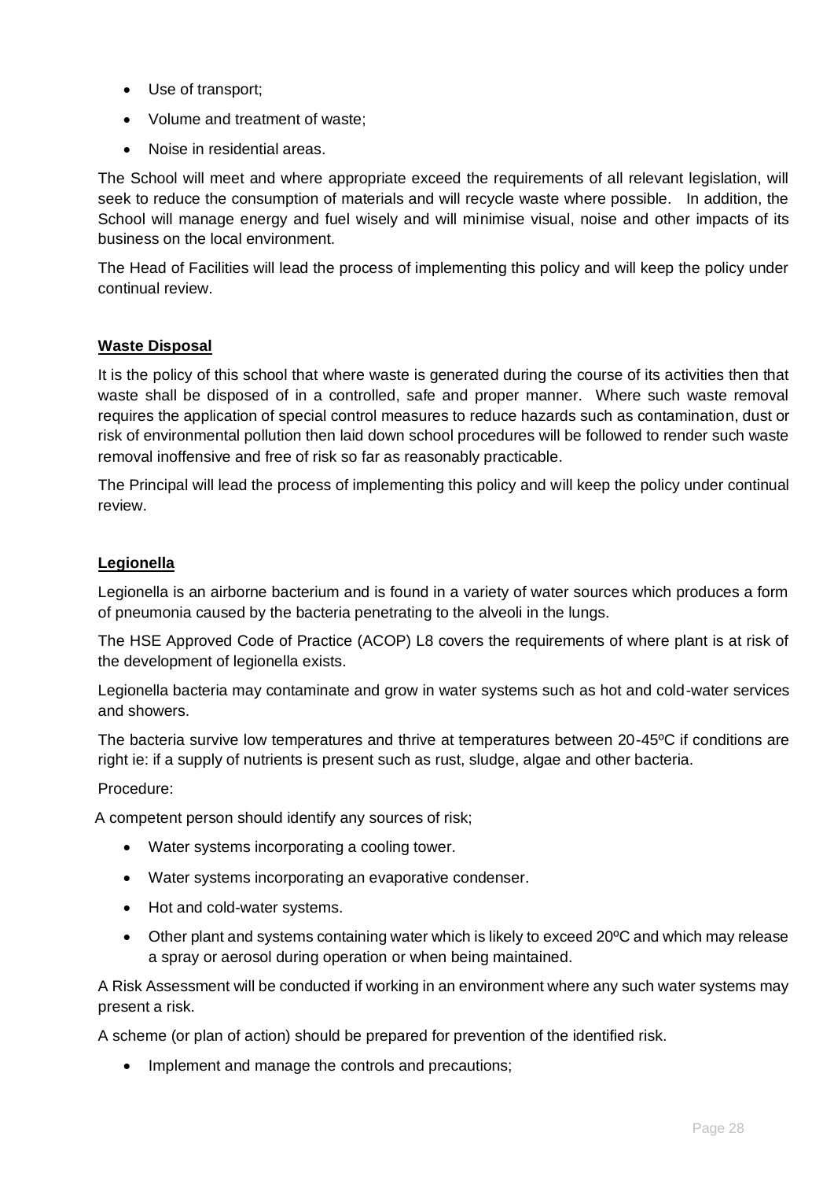- Use of transport;
- Volume and treatment of waste;
- Noise in residential areas.

The School will meet and where appropriate exceed the requirements of all relevant legislation, will seek to reduce the consumption of materials and will recycle waste where possible. In addition, the School will manage energy and fuel wisely and will minimise visual, noise and other impacts of its business on the local environment.

The Head of Facilities will lead the process of implementing this policy and will keep the policy under continual review.

**Waste Disposal**

It is the policy of this school that where waste is generated during the course of its activities then that waste shall be disposed of in a controlled, safe and proper manner. Where such waste removal requires the application of special control measures to reduce hazards such as contamination, dust or risk of environmental pollution then laid down school procedures will be followed to render such waste removal inoffensive and free of risk so far as reasonably practicable.

The Principal will lead the process of implementing this policy and will keep the policy under continual review.

**Legionella**

Legionella is an airborne bacterium and is found in a variety of water sources which produces a form of pneumonia caused by the bacteria penetrating to the alveoli in the lungs.

The HSE Approved Code of Practice (ACOP) L8 covers the requirements of where plant is at risk of the development of legionella exists.

Legionella bacteria may contaminate and grow in water systems such as hot and cold-water services and showers.

The bacteria survive low temperatures and thrive at temperatures between 20-45ºC if conditions are right ie: if a supply of nutrients is present such as rust, sludge, algae and other bacteria.

Procedure:

A competent person should identify any sources of risk;

- Water systems incorporating a cooling tower.
- Water systems incorporating an evaporative condenser.
- Hot and cold-water systems.
- Other plant and systems containing water which is likely to exceed 20ºC and which may release a spray or aerosol during operation or when being maintained.

A Risk Assessment will be conducted if working in an environment where any such water systems may present a risk.

A scheme (or plan of action) should be prepared for prevention of the identified risk.

- Implement and manage the controls and precautions;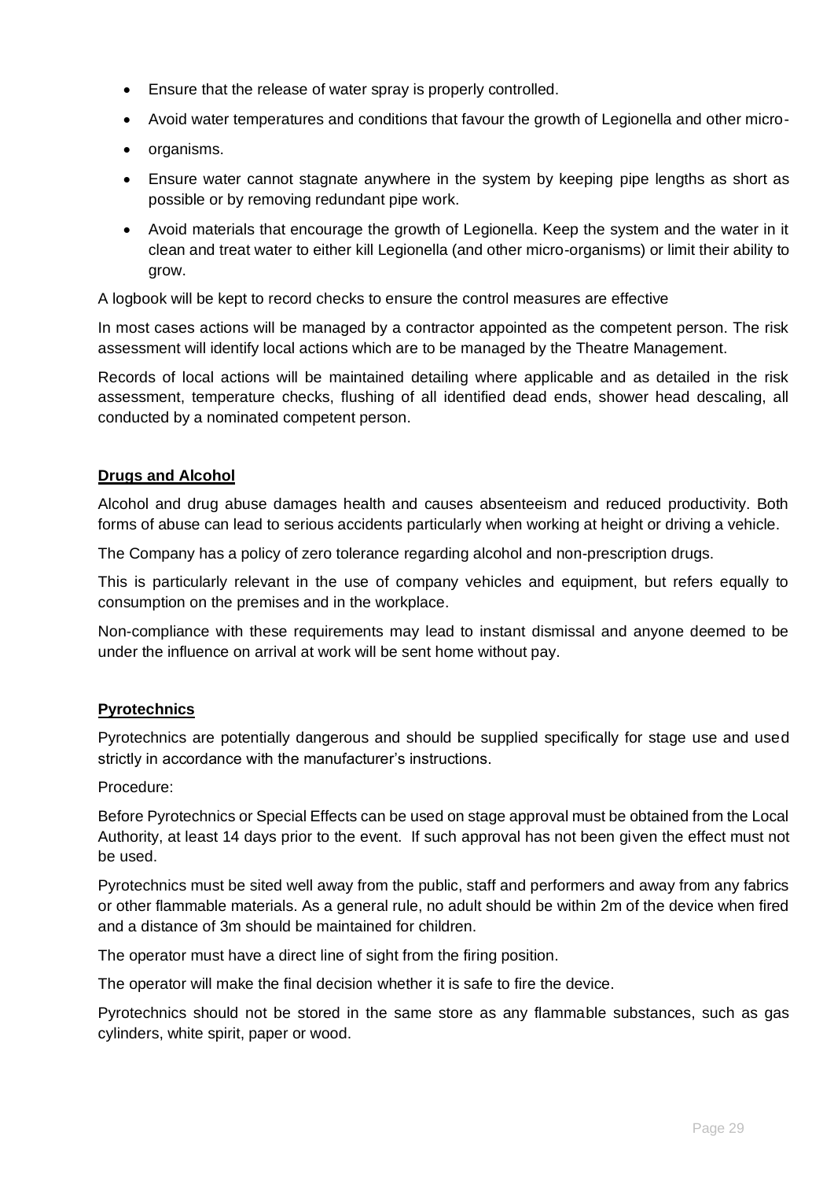- Ensure that the release of water spray is properly controlled.
- Avoid water temperatures and conditions that favour the growth of Legionella and other micro-
- organisms.
- Ensure water cannot stagnate anywhere in the system by keeping pipe lengths as short as possible or by removing redundant pipe work.
- Avoid materials that encourage the growth of Legionella. Keep the system and the water in it clean and treat water to either kill Legionella (and other micro-organisms) or limit their ability to grow.

A logbook will be kept to record checks to ensure the control measures are effective

In most cases actions will be managed by a contractor appointed as the competent person. The risk assessment will identify local actions which are to be managed by the Theatre Management.

Records of local actions will be maintained detailing where applicable and as detailed in the risk assessment, temperature checks, flushing of all identified dead ends, shower head descaling, all conducted by a nominated competent person.

## Drugs and Alcohol

Alcohol and drug abuse damages health and causes absenteeism and reduced productivity. Both forms of abuse can lead to serious accidents particularly when working at height or driving a vehicle.

The Company has a policy of zero tolerance regarding alcohol and non-prescription drugs.

This is particularly relevant in the use of company vehicles and equipment, but refers equally to consumption on the premises and in the workplace.

Non-compliance with these requirements may lead to instant dismissal and anyone deemed to be under the influence on arrival at work will be sent home without pay.

## Pyrotechnics

Pyrotechnics are potentially dangerous and should be supplied specifically for stage use and used strictly in accordance with the manufacturer's instructions.

Procedure:

Before Pyrotechnics or Special Effects can be used on stage approval must be obtained from the Local Authority, at least 14 days prior to the event. If such approval has not been given the effect must not be used.

Pyrotechnics must be sited well away from the public, staff and performers and away from any fabrics or other flammable materials. As a general rule, no adult should be within 2m of the device when fired and a distance of 3m should be maintained for children.

The operator must have a direct line of sight from the firing position.

The operator will make the final decision whether it is safe to fire the device.

Pyrotechnics should not be stored in the same store as any flammable substances, such as gas cylinders, white spirit, paper or wood.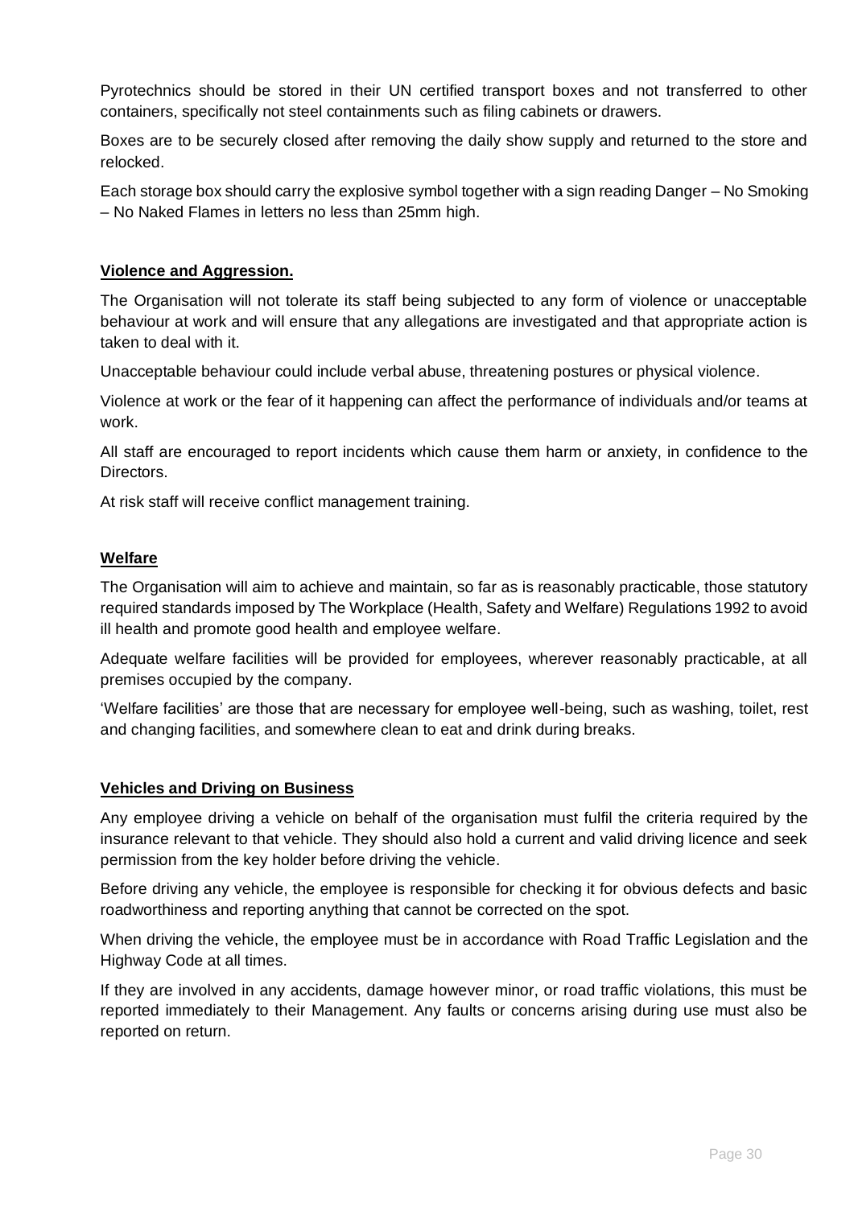Pyrotechnics should be stored in their UN certified transport boxes and not transferred to other containers, specifically not steel containments such as filing cabinets or drawers.

Boxes are to be securely closed after removing the daily show supply and returned to the store and relocked.

Each storage box should carry the explosive symbol together with a sign reading Danger – No Smoking – No Naked Flames in letters no less than 25mm high.

## Violence and Aggression.

The Organisation will not tolerate its staff being subjected to any form of violence or unacceptable behaviour at work and will ensure that any allegations are investigated and that appropriate action is taken to deal with it.

Unacceptable behaviour could include verbal abuse, threatening postures or physical violence.

Violence at work or the fear of it happening can affect the performance of individuals and/or teams at work.

All staff are encouraged to report incidents which cause them harm or anxiety, in confidence to the Directors.

At risk staff will receive conflict management training.

## Welfare

The Organisation will aim to achieve and maintain, so far as is reasonably practicable, those statutory required standards imposed by The Workplace (Health, Safety and Welfare) Regulations 1992 to avoid ill health and promote good health and employee welfare.

Adequate welfare facilities will be provided for employees, wherever reasonably practicable, at all premises occupied by the company.

'Welfare facilities' are those that are necessary for employee well-being, such as washing, toilet, rest and changing facilities, and somewhere clean to eat and drink during breaks.

## Vehicles and Driving on Business

Any employee driving a vehicle on behalf of the organisation must fulfil the criteria required by the insurance relevant to that vehicle. They should also hold a current and valid driving licence and seek permission from the key holder before driving the vehicle.

Before driving any vehicle, the employee is responsible for checking it for obvious defects and basic roadworthiness and reporting anything that cannot be corrected on the spot.

When driving the vehicle, the employee must be in accordance with Road Traffic Legislation and the Highway Code at all times.

If they are involved in any accidents, damage however minor, or road traffic violations, this must be reported immediately to their Management. Any faults or concerns arising during use must also be reported on return.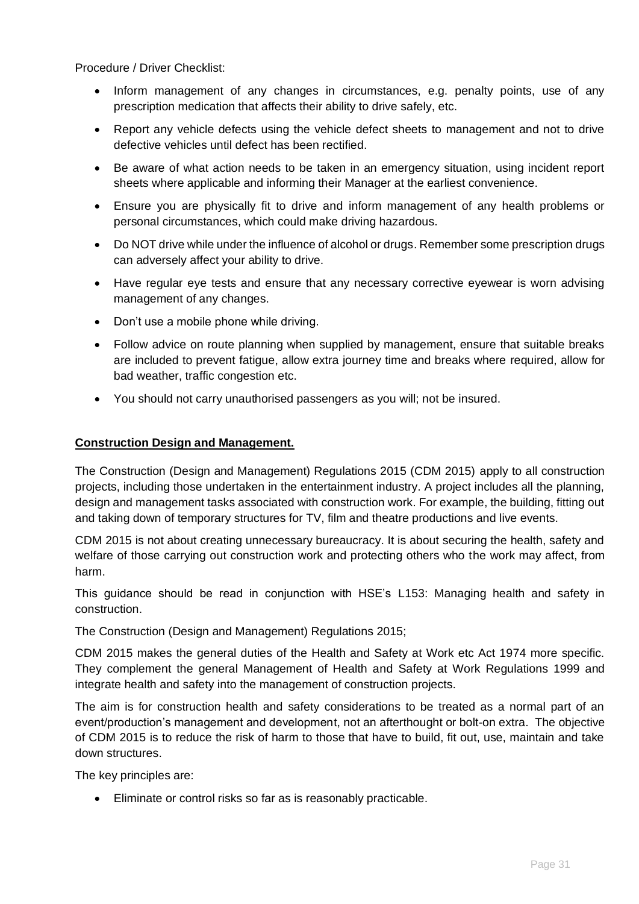Procedure / Driver Checklist:

- Inform management of any changes in circumstances, e.g. penalty points, use of any prescription medication that affects their ability to drive safely, etc.
- Report any vehicle defects using the vehicle defect sheets to management and not to drive defective vehicles until defect has been rectified.
- Be aware of what action needs to be taken in an emergency situation, using incident report sheets where applicable and informing their Manager at the earliest convenience.
- Ensure you are physically fit to drive and inform management of any health problems or personal circumstances, which could make driving hazardous.
- Do NOT drive while under the influence of alcohol or drugs. Remember some prescription drugs can adversely affect your ability to drive.
- Have regular eye tests and ensure that any necessary corrective eyewear is worn advising management of any changes.
- Don't use a mobile phone while driving.
- Follow advice on route planning when supplied by management, ensure that suitable breaks are included to prevent fatigue, allow extra journey time and breaks where required, allow for bad weather, traffic congestion etc.
- You should not carry unauthorised passengers as you will; not be insured.

## **Construction Design and Management.**

The Construction (Design and Management) Regulations 2015 (CDM 2015) apply to all construction projects, including those undertaken in the entertainment industry. A project includes all the planning, design and management tasks associated with construction work. For example, the building, fitting out and taking down of temporary structures for TV, film and theatre productions and live events.

CDM 2015 is not about creating unnecessary bureaucracy. It is about securing the health, safety and welfare of those carrying out construction work and protecting others who the work may affect, from harm.

This guidance should be read in conjunction with HSE's L153: Managing health and safety in construction.

The Construction (Design and Management) Regulations 2015;

CDM 2015 makes the general duties of the Health and Safety at Work etc Act 1974 more specific. They complement the general Management of Health and Safety at Work Regulations 1999 and integrate health and safety into the management of construction projects.

The aim is for construction health and safety considerations to be treated as a normal part of an event/production's management and development, not an afterthought or bolt-on extra. The objective of CDM 2015 is to reduce the risk of harm to those that have to build, fit out, use, maintain and take down structures.

The key principles are:

- Eliminate or control risks so far as is reasonably practicable.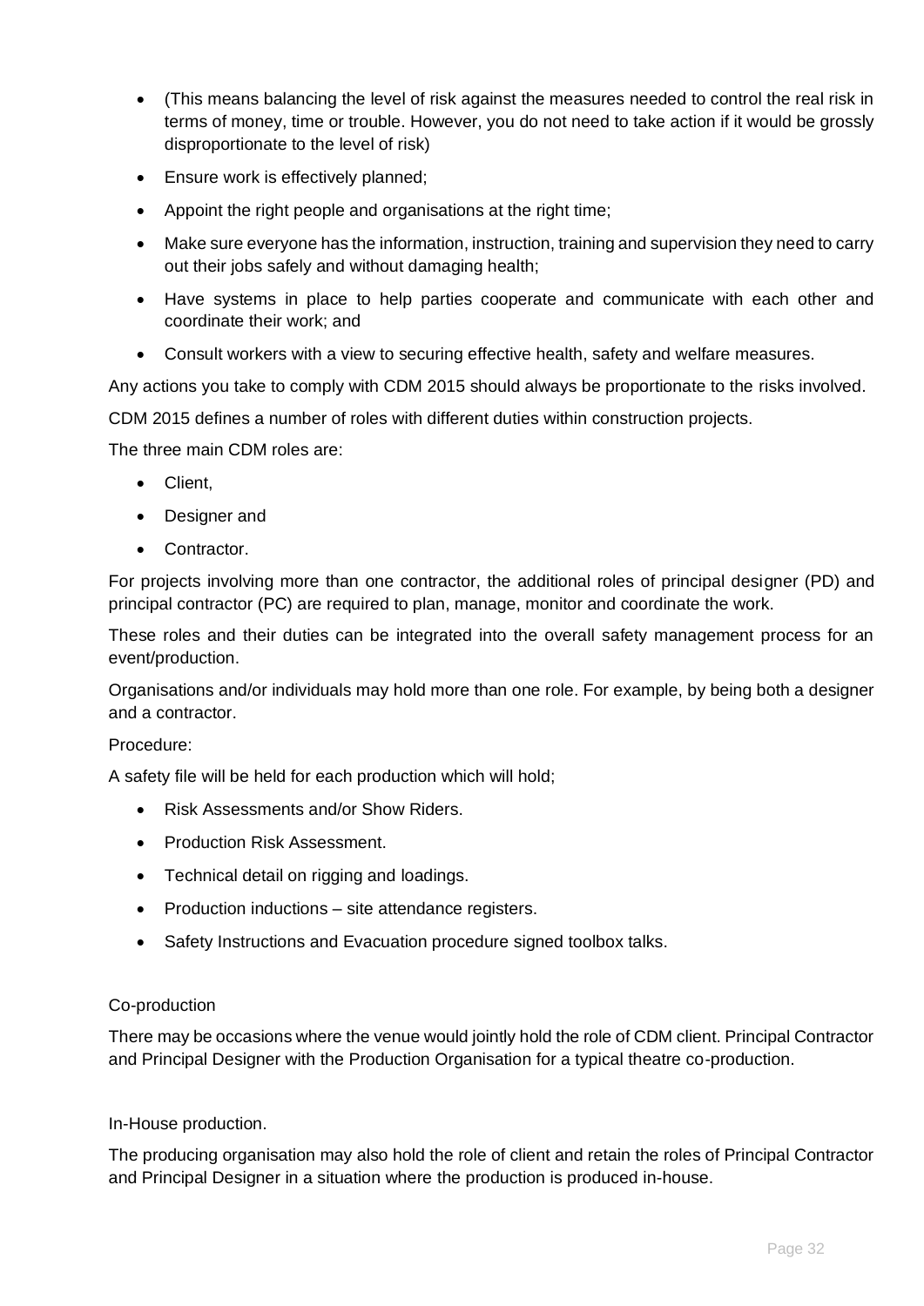- (This means balancing the level of risk against the measures needed to control the real risk in terms of money, time or trouble. However, you do not need to take action if it would be grossly disproportionate to the level of risk)
- Ensure work is effectively planned;
- Appoint the right people and organisations at the right time;
- Make sure everyone has the information, instruction, training and supervision they need to carry out their jobs safely and without damaging health;
- Have systems in place to help parties cooperate and communicate with each other and coordinate their work; and
- Consult workers with a view to securing effective health, safety and welfare measures.

Any actions you take to comply with CDM 2015 should always be proportionate to the risks involved.

CDM 2015 defines a number of roles with different duties within construction projects.

The three main CDM roles are:

- Client,
- Designer and
- Contractor.

For projects involving more than one contractor, the additional roles of principal designer (PD) and principal contractor (PC) are required to plan, manage, monitor and coordinate the work.

These roles and their duties can be integrated into the overall safety management process for an event/production.

Organisations and/or individuals may hold more than one role. For example, by being both a designer and a contractor.

Procedure:

A safety file will be held for each production which will hold;

- Risk Assessments and/or Show Riders.
- Production Risk Assessment.
- Technical detail on rigging and loadings.
- Production inductions – site attendance registers.
- Safety Instructions and Evacuation procedure signed toolbox talks.

Co-production

There may be occasions where the venue would jointly hold the role of CDM client. Principal Contractor and Principal Designer with the Production Organisation for a typical theatre co-production.

In-House production.

The producing organisation may also hold the role of client and retain the roles of Principal Contractor and Principal Designer in a situation where the production is produced in-house.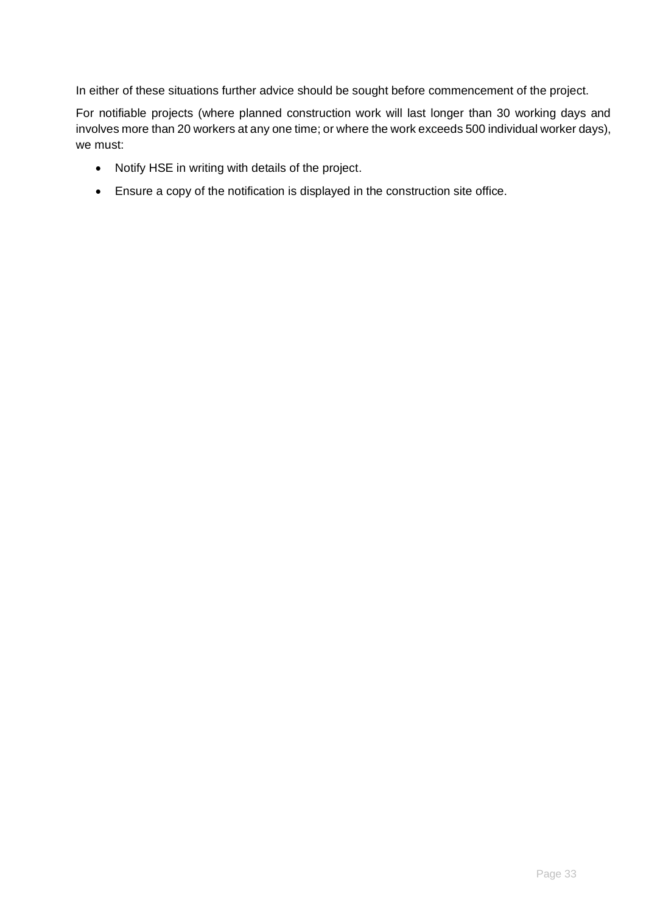In either of these situations further advice should be sought before commencement of the project.

For notifiable projects (where planned construction work will last longer than 30 working days and involves more than 20 workers at any one time; or where the work exceeds 500 individual worker days), we must:

- Notify HSE in writing with details of the project.
- Ensure a copy of the notification is displayed in the construction site office.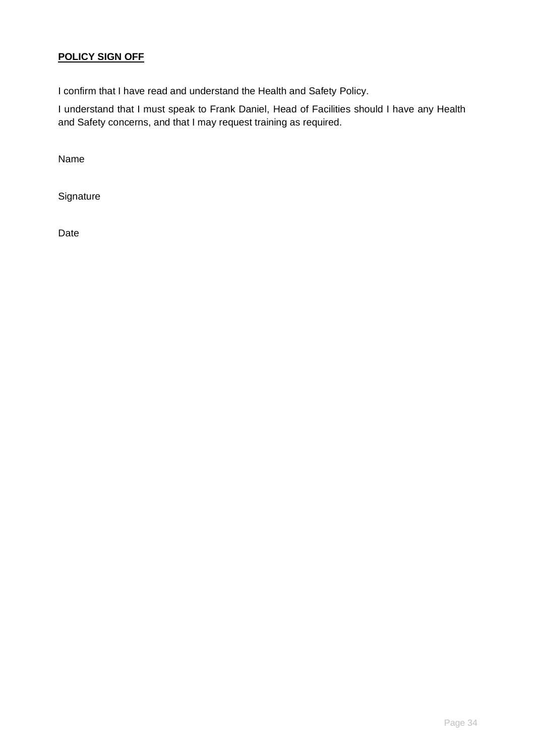**POLICY SIGN OFF**

I confirm that I have read and understand the Health and Safety Policy.

I understand that I must speak to Frank Daniel, Head of Facilities should I have any Health and Safety concerns, and that I may request training as required.

Name

Signature

Date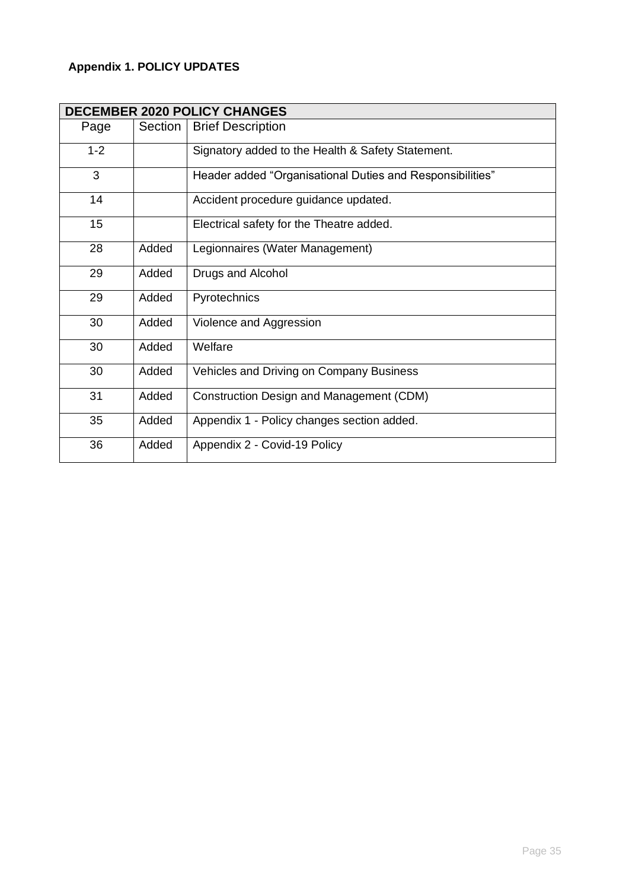**Appendix 1. POLICY UPDATES**

| DECEMBER 2020 POLICY CHANGES | | |
|---|---|---|
| Page | Section | Brief Description |
| 1-2 | | Signatory added to the Health & Safety Statement. |
| 3 | | Header added "Organisational Duties and Responsibilities" |
| 14 | | Accident procedure guidance updated. |
| 15 | | Electrical safety for the Theatre added. |
| 28 | Added | Legionnaires (Water Management) |
| 29 | Added | Drugs and Alcohol |
| 29 | Added | Pyrotechnics |
| 30 | Added | Violence and Aggression |
| 30 | Added | Welfare |
| 30 | Added | Vehicles and Driving on Company Business |
| 31 | Added | Construction Design and Management (CDM) |
| 35 | Added | Appendix 1 - Policy changes section added. |
| 36 | Added | Appendix 2 - Covid-19 Policy |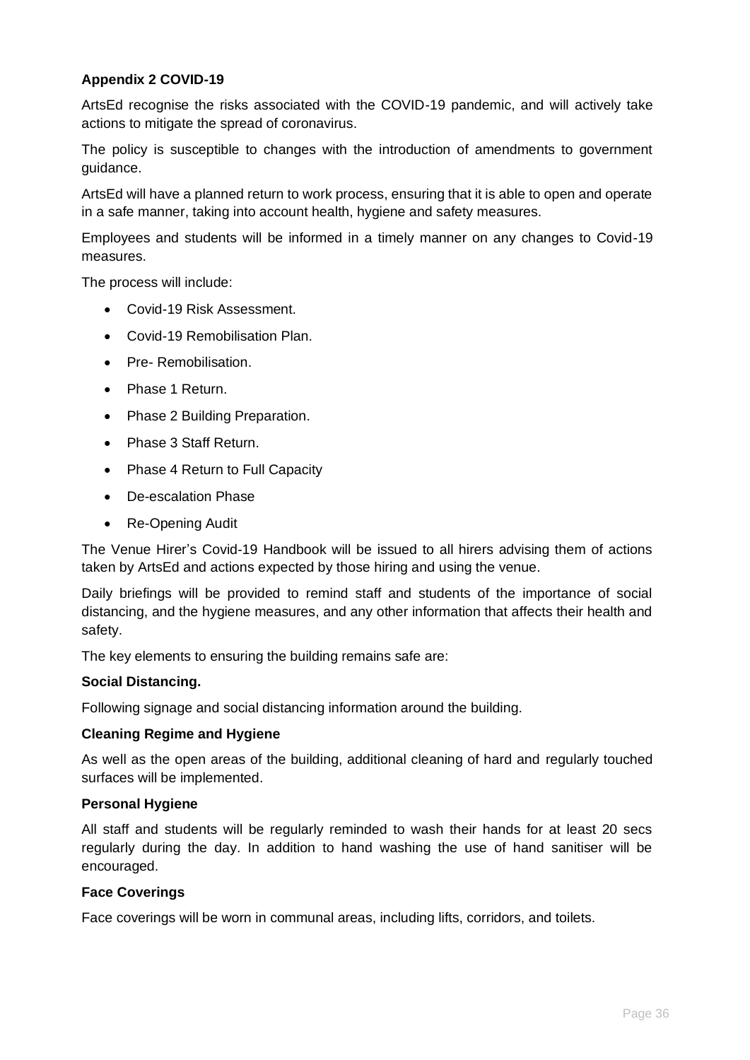**Appendix 2 COVID-19**

ArtsEd recognise the risks associated with the COVID-19 pandemic, and will actively take actions to mitigate the spread of coronavirus.

The policy is susceptible to changes with the introduction of amendments to government guidance.

ArtsEd will have a planned return to work process, ensuring that it is able to open and operate in a safe manner, taking into account health, hygiene and safety measures.

Employees and students will be informed in a timely manner on any changes to Covid-19 measures.

The process will include:

- Covid-19 Risk Assessment.
- Covid-19 Remobilisation Plan.
- Pre- Remobilisation.
- Phase 1 Return.
- Phase 2 Building Preparation.
- Phase 3 Staff Return.
- Phase 4 Return to Full Capacity
- De-escalation Phase
- Re-Opening Audit

The Venue Hirer's Covid-19 Handbook will be issued to all hirers advising them of actions taken by ArtsEd and actions expected by those hiring and using the venue.

Daily briefings will be provided to remind staff and students of the importance of social distancing, and the hygiene measures, and any other information that affects their health and safety.

The key elements to ensuring the building remains safe are:

**Social Distancing.**

Following signage and social distancing information around the building.

**Cleaning Regime and Hygiene**

As well as the open areas of the building, additional cleaning of hard and regularly touched surfaces will be implemented.

**Personal Hygiene**

All staff and students will be regularly reminded to wash their hands for at least 20 secs regularly during the day. In addition to hand washing the use of hand sanitiser will be encouraged.

**Face Coverings**

Face coverings will be worn in communal areas, including lifts, corridors, and toilets.